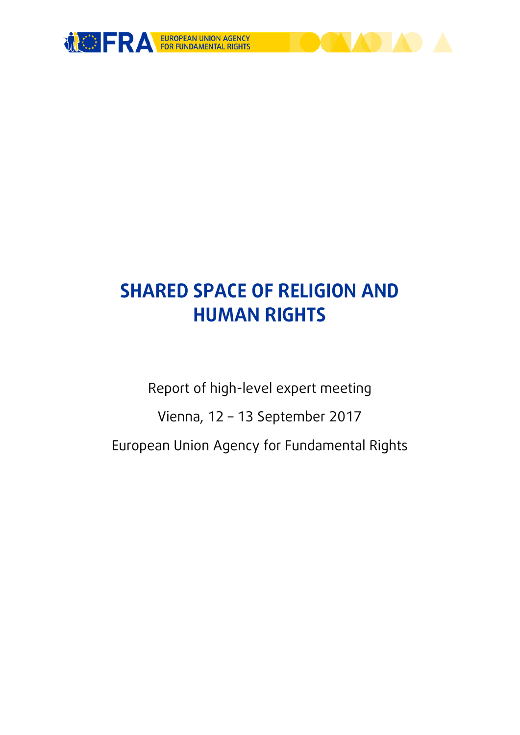EUROPEAN UNION AGENCY FOR FUNDAMENTAL RIGHTS

# SHARED SPACE OF RELIGION AND HUMAN RIGHTS

Report of high-level expert meeting

Vienna, 12 – 13 September 2017

European Union Agency for Fundamental Rights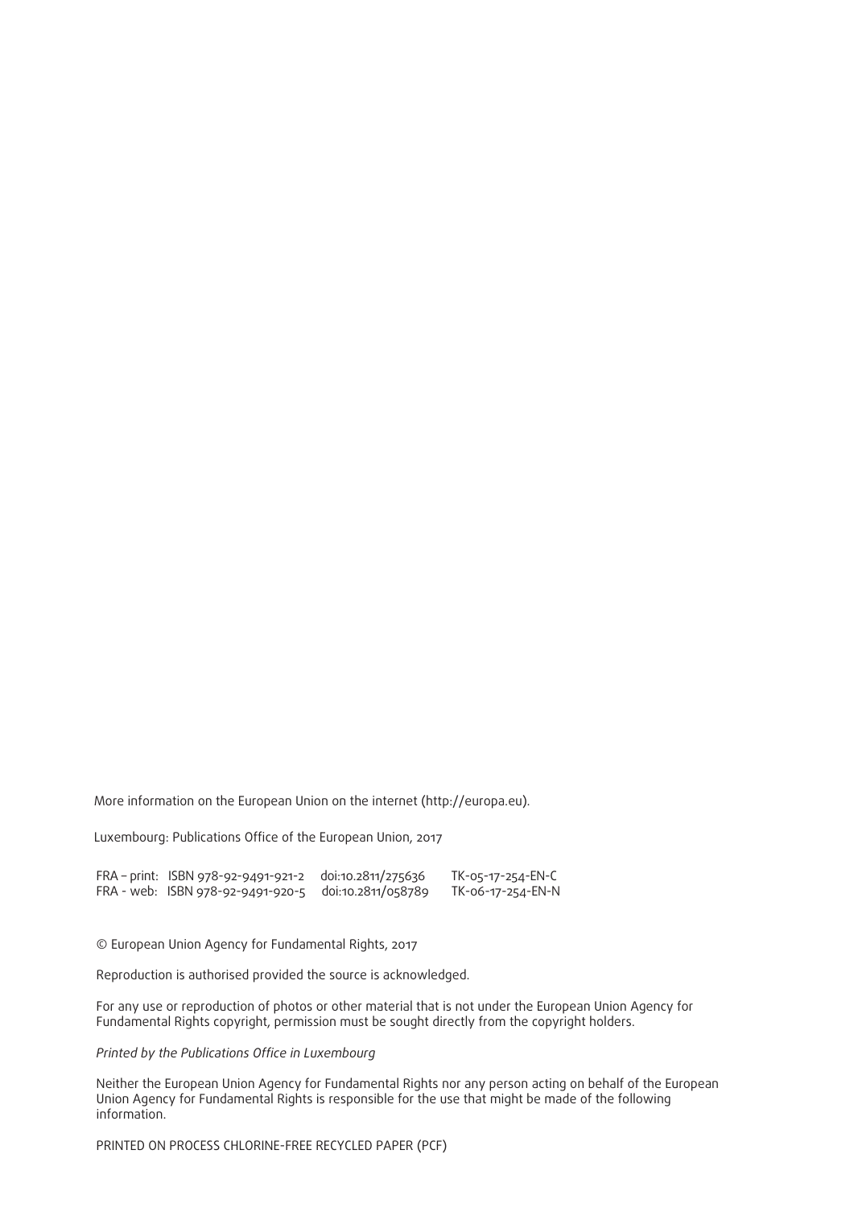More information on the European Union on the internet (http://europa.eu).

Luxembourg: Publications Office of the European Union, 2017

| | | | |
|---|---|---|---|
| FRA – print: | ISBN 978-92-9491-921-2 | doi:10.2811/275636 | TK-05-17-254-EN-C |
| FRA - web: | ISBN 978-92-9491-920-5 | doi:10.2811/058789 | TK-06-17-254-EN-N |

© European Union Agency for Fundamental Rights, 2017

Reproduction is authorised provided the source is acknowledged.

For any use or reproduction of photos or other material that is not under the European Union Agency for Fundamental Rights copyright, permission must be sought directly from the copyright holders.

*Printed by the Publications Office in Luxembourg*

Neither the European Union Agency for Fundamental Rights nor any person acting on behalf of the European Union Agency for Fundamental Rights is responsible for the use that might be made of the following information.

PRINTED ON PROCESS CHLORINE-FREE RECYCLED PAPER (PCF)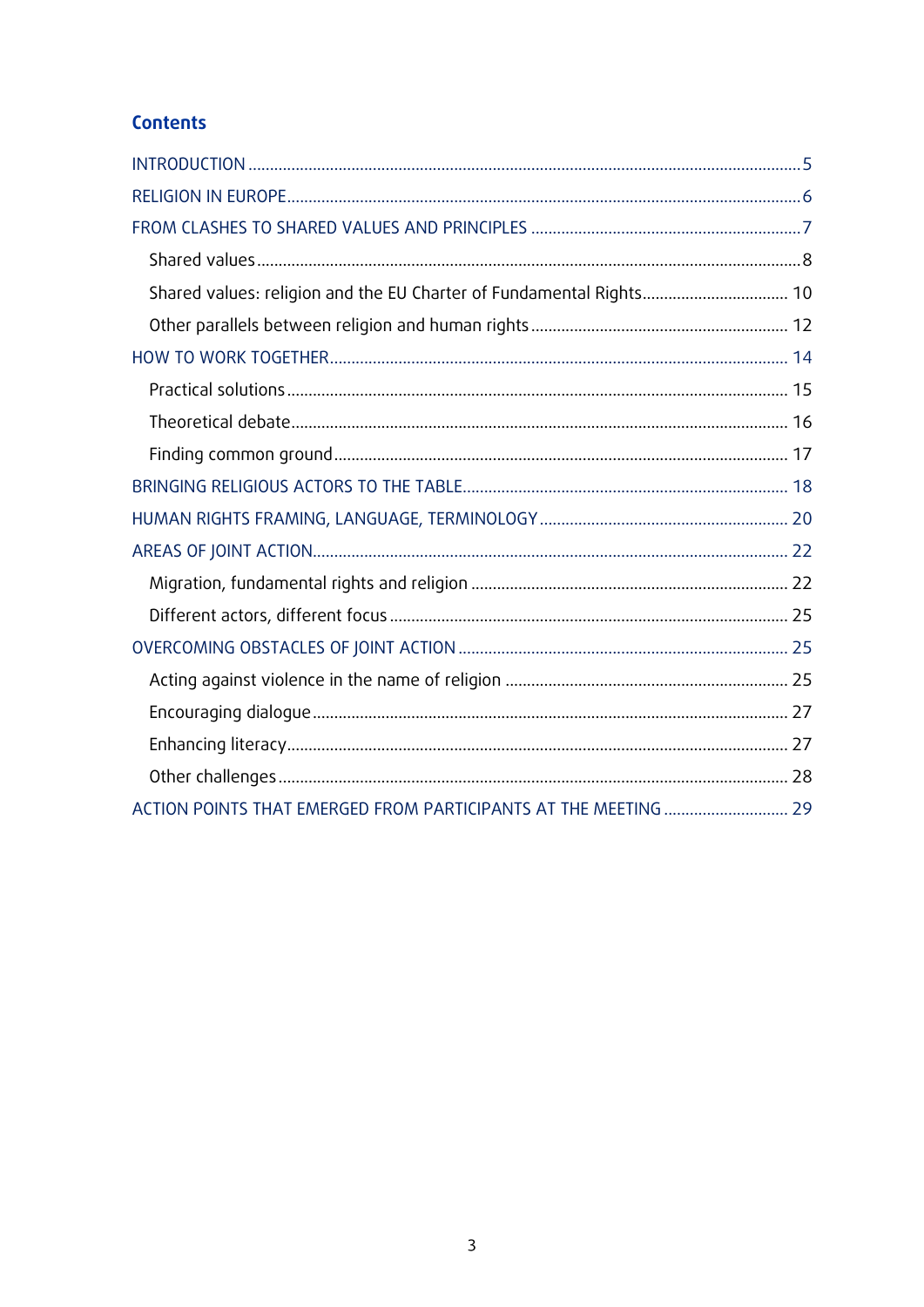## Contents

- INTRODUCTION ... 5
- RELIGION IN EUROPE ... 6
- FROM CLASHES TO SHARED VALUES AND PRINCIPLES ... 7
  - Shared values ... 8
  - Shared values: religion and the EU Charter of Fundamental Rights ... 10
  - Other parallels between religion and human rights ... 12
- HOW TO WORK TOGETHER ... 14
  - Practical solutions ... 15
  - Theoretical debate ... 16
  - Finding common ground ... 17
- BRINGING RELIGIOUS ACTORS TO THE TABLE ... 18
- HUMAN RIGHTS FRAMING, LANGUAGE, TERMINOLOGY ... 20
- AREAS OF JOINT ACTION ... 22
  - Migration, fundamental rights and religion ... 22
  - Different actors, different focus ... 25
- OVERCOMING OBSTACLES OF JOINT ACTION ... 25
  - Acting against violence in the name of religion ... 25
  - Encouraging dialogue ... 27
  - Enhancing literacy ... 27
  - Other challenges ... 28
- ACTION POINTS THAT EMERGED FROM PARTICIPANTS AT THE MEETING ... 29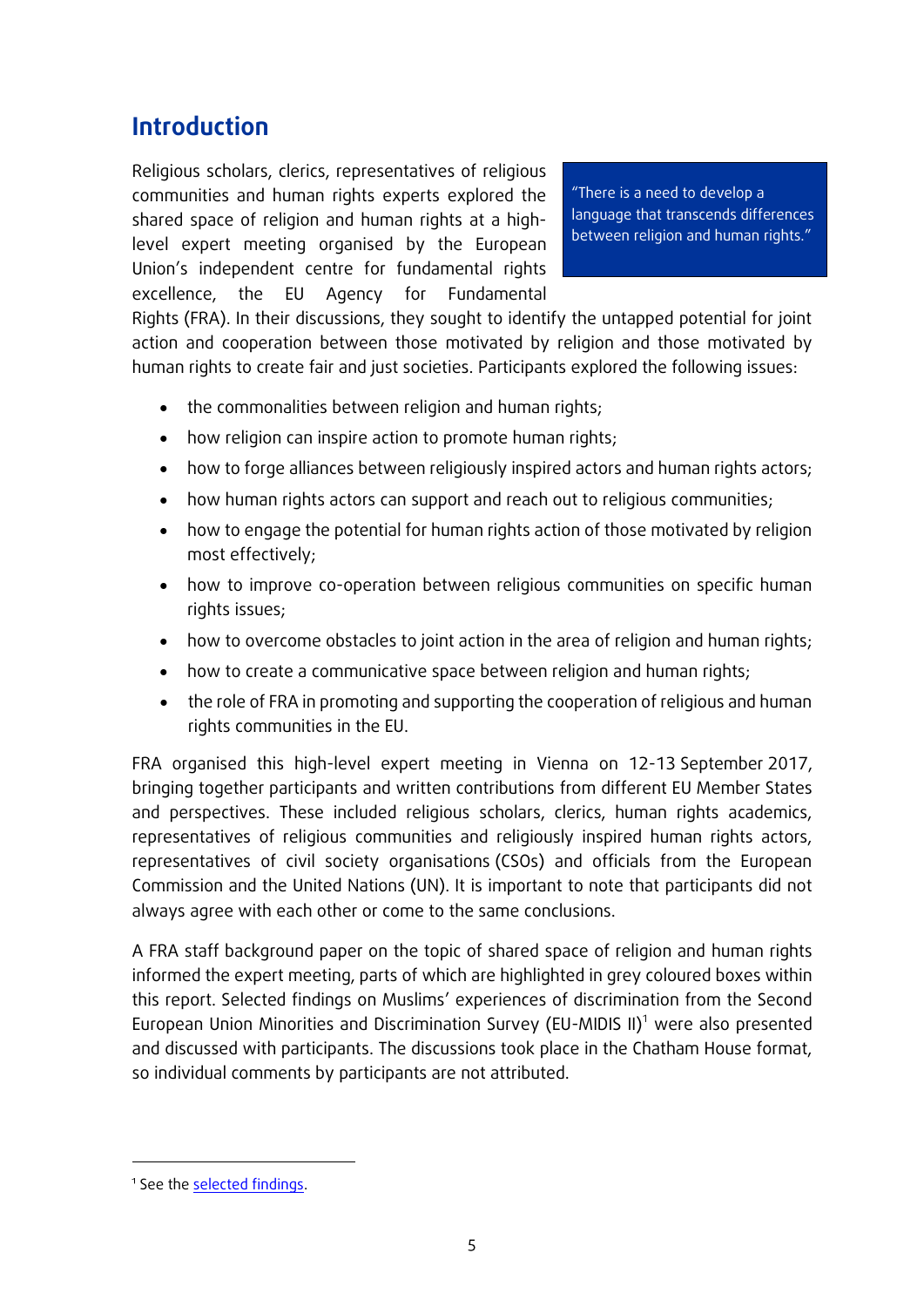## Introduction

> "There is a need to develop a language that transcends differences between religion and human rights."

Religious scholars, clerics, representatives of religious communities and human rights experts explored the shared space of religion and human rights at a high-level expert meeting organised by the European Union's independent centre for fundamental rights excellence, the EU Agency for Fundamental Rights (FRA). In their discussions, they sought to identify the untapped potential for joint action and cooperation between those motivated by religion and those motivated by human rights to create fair and just societies. Participants explored the following issues:

- the commonalities between religion and human rights;
- how religion can inspire action to promote human rights;
- how to forge alliances between religiously inspired actors and human rights actors;
- how human rights actors can support and reach out to religious communities;
- how to engage the potential for human rights action of those motivated by religion most effectively;
- how to improve co-operation between religious communities on specific human rights issues;
- how to overcome obstacles to joint action in the area of religion and human rights;
- how to create a communicative space between religion and human rights;
- the role of FRA in promoting and supporting the cooperation of religious and human rights communities in the EU.

FRA organised this high-level expert meeting in Vienna on 12-13 September 2017, bringing together participants and written contributions from different EU Member States and perspectives. These included religious scholars, clerics, human rights academics, representatives of religious communities and religiously inspired human rights actors, representatives of civil society organisations (CSOs) and officials from the European Commission and the United Nations (UN). It is important to note that participants did not always agree with each other or come to the same conclusions.

A FRA staff background paper on the topic of shared space of religion and human rights informed the expert meeting, parts of which are highlighted in grey coloured boxes within this report. Selected findings on Muslims' experiences of discrimination from the Second European Union Minorities and Discrimination Survey (EU-MIDIS II)[1] were also presented and discussed with participants. The discussions took place in the Chatham House format, so individual comments by participants are not attributed.

---

[1] See the selected findings.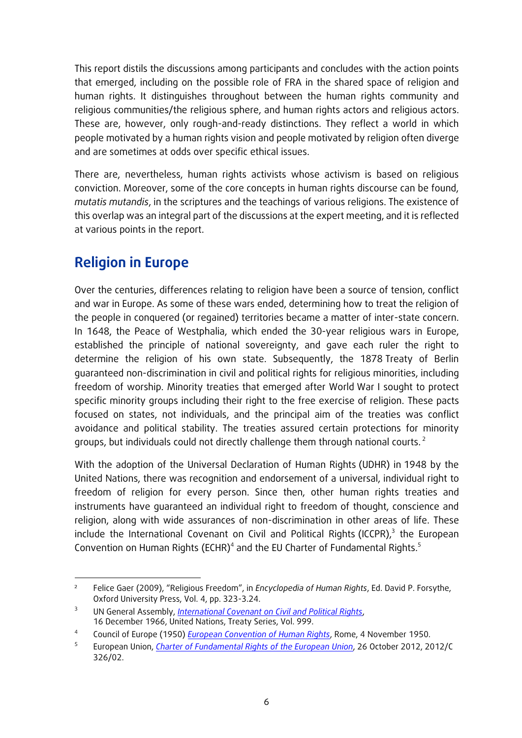This report distils the discussions among participants and concludes with the action points that emerged, including on the possible role of FRA in the shared space of religion and human rights. It distinguishes throughout between the human rights community and religious communities/the religious sphere, and human rights actors and religious actors. These are, however, only rough-and-ready distinctions. They reflect a world in which people motivated by a human rights vision and people motivated by religion often diverge and are sometimes at odds over specific ethical issues.

There are, nevertheless, human rights activists whose activism is based on religious conviction. Moreover, some of the core concepts in human rights discourse can be found, *mutatis mutandis*, in the scriptures and the teachings of various religions. The existence of this overlap was an integral part of the discussions at the expert meeting, and it is reflected at various points in the report.

## Religion in Europe

Over the centuries, differences relating to religion have been a source of tension, conflict and war in Europe. As some of these wars ended, determining how to treat the religion of the people in conquered (or regained) territories became a matter of inter-state concern. In 1648, the Peace of Westphalia, which ended the 30-year religious wars in Europe, established the principle of national sovereignty, and gave each ruler the right to determine the religion of his own state. Subsequently, the 1878 Treaty of Berlin guaranteed non-discrimination in civil and political rights for religious minorities, including freedom of worship. Minority treaties that emerged after World War I sought to protect specific minority groups including their right to the free exercise of religion. These pacts focused on states, not individuals, and the principal aim of the treaties was conflict avoidance and political stability. The treaties assured certain protections for minority groups, but individuals could not directly challenge them through national courts. [2]

With the adoption of the Universal Declaration of Human Rights (UDHR) in 1948 by the United Nations, there was recognition and endorsement of a universal, individual right to freedom of religion for every person. Since then, other human rights treaties and instruments have guaranteed an individual right to freedom of thought, conscience and religion, along with wide assurances of non-discrimination in other areas of life. These include the International Covenant on Civil and Political Rights (ICCPR),[3] the European Convention on Human Rights (ECHR)[4] and the EU Charter of Fundamental Rights.[5]

---

[2] Felice Gaer (2009), "Religious Freedom", in *Encyclopedia of Human Rights*, Ed. David P. Forsythe, Oxford University Press, Vol. 4, pp. 323-3.24.

[3] UN General Assembly, *International Covenant on Civil and Political Rights*, 16 December 1966, United Nations, Treaty Series, Vol. 999.

[4] Council of Europe (1950) *European Convention of Human Rights*, Rome, 4 November 1950.

[5] European Union, *Charter of Fundamental Rights of the European Union*, 26 October 2012, 2012/C 326/02.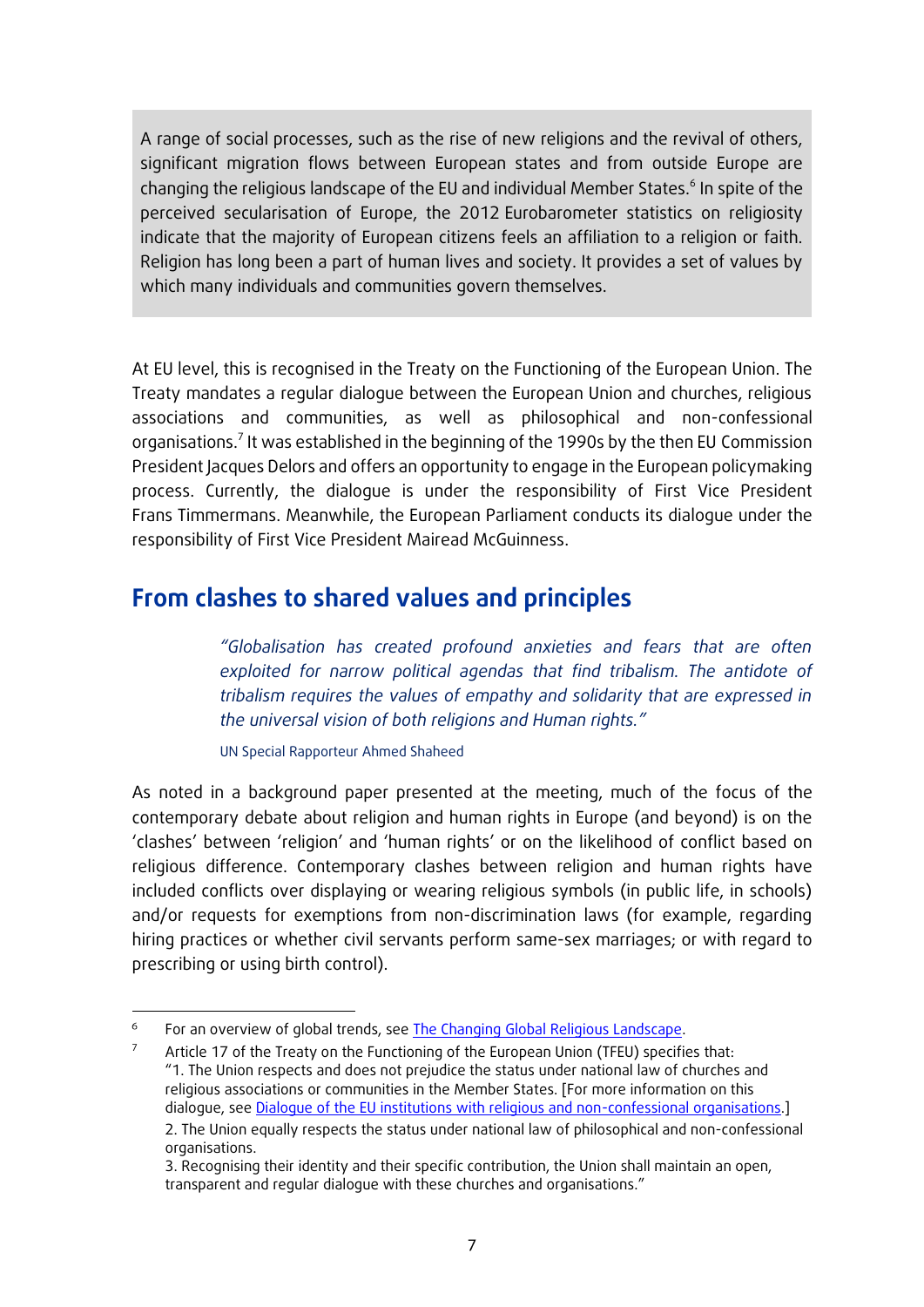A range of social processes, such as the rise of new religions and the revival of others, significant migration flows between European states and from outside Europe are changing the religious landscape of the EU and individual Member States.[6] In spite of the perceived secularisation of Europe, the 2012 Eurobarometer statistics on religiosity indicate that the majority of European citizens feels an affiliation to a religion or faith. Religion has long been a part of human lives and society. It provides a set of values by which many individuals and communities govern themselves.

At EU level, this is recognised in the Treaty on the Functioning of the European Union. The Treaty mandates a regular dialogue between the European Union and churches, religious associations and communities, as well as philosophical and non-confessional organisations.[7] It was established in the beginning of the 1990s by the then EU Commission President Jacques Delors and offers an opportunity to engage in the European policymaking process. Currently, the dialogue is under the responsibility of First Vice President Frans Timmermans. Meanwhile, the European Parliament conducts its dialogue under the responsibility of First Vice President Mairead McGuinness.

## From clashes to shared values and principles

> *"Globalisation has created profound anxieties and fears that are often exploited for narrow political agendas that find tribalism. The antidote of tribalism requires the values of empathy and solidarity that are expressed in the universal vision of both religions and Human rights."*
>
> UN Special Rapporteur Ahmed Shaheed

As noted in a background paper presented at the meeting, much of the focus of the contemporary debate about religion and human rights in Europe (and beyond) is on the 'clashes' between 'religion' and 'human rights' or on the likelihood of conflict based on religious difference. Contemporary clashes between religion and human rights have included conflicts over displaying or wearing religious symbols (in public life, in schools) and/or requests for exemptions from non-discrimination laws (for example, regarding hiring practices or whether civil servants perform same-sex marriages; or with regard to prescribing or using birth control).

---

[6] For an overview of global trends, see The Changing Global Religious Landscape.

[7] Article 17 of the Treaty on the Functioning of the European Union (TFEU) specifies that:
"1. The Union respects and does not prejudice the status under national law of churches and religious associations or communities in the Member States. [For more information on this dialogue, see Dialogue of the EU institutions with religious and non-confessional organisations.]
2. The Union equally respects the status under national law of philosophical and non-confessional organisations.
3. Recognising their identity and their specific contribution, the Union shall maintain an open, transparent and regular dialogue with these churches and organisations."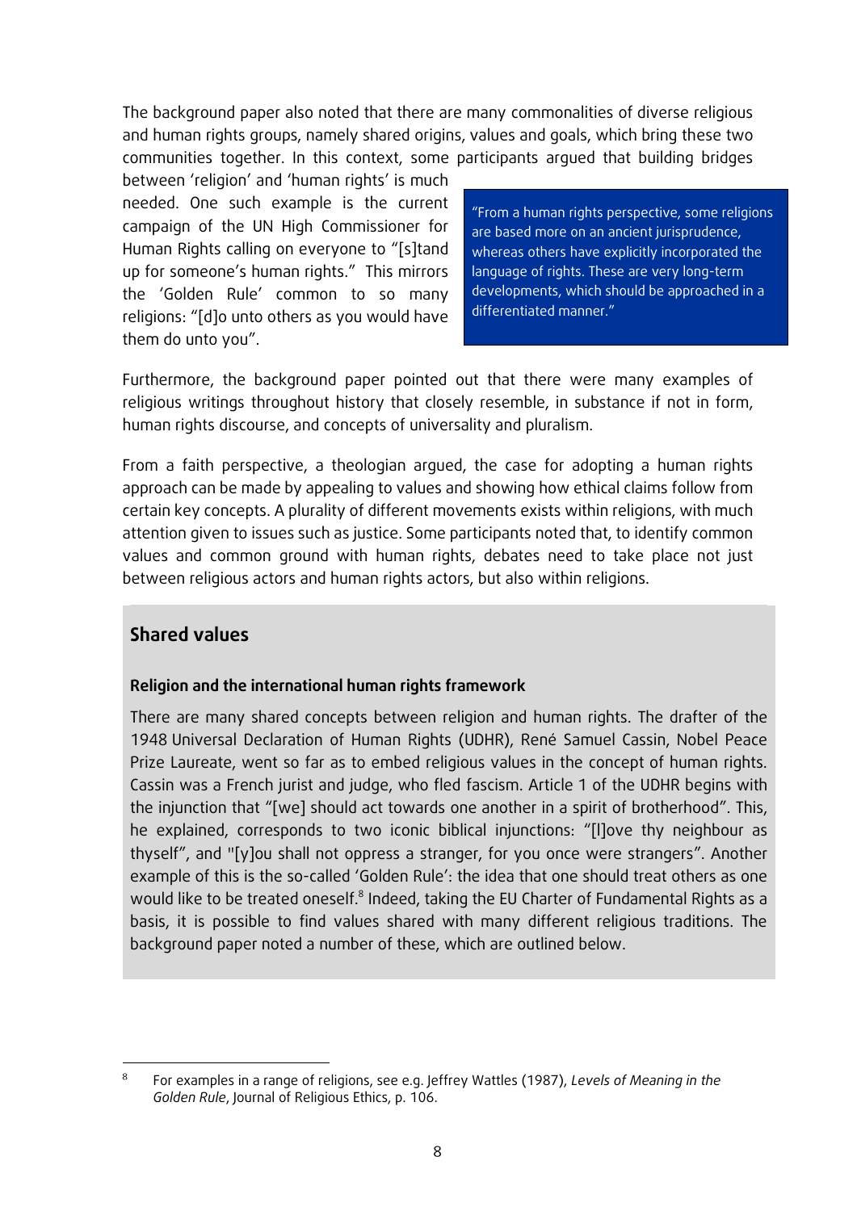The background paper also noted that there are many commonalities of diverse religious and human rights groups, namely shared origins, values and goals, which bring these two communities together. In this context, some participants argued that building bridges between 'religion' and 'human rights' is much needed. One such example is the current campaign of the UN High Commissioner for Human Rights calling on everyone to "[s]tand up for someone's human rights." This mirrors the 'Golden Rule' common to so many religions: "[d]o unto others as you would have them do unto you".

> "From a human rights perspective, some religions are based more on an ancient jurisprudence, whereas others have explicitly incorporated the language of rights. These are very long-term developments, which should be approached in a differentiated manner."

Furthermore, the background paper pointed out that there were many examples of religious writings throughout history that closely resemble, in substance if not in form, human rights discourse, and concepts of universality and pluralism.

From a faith perspective, a theologian argued, the case for adopting a human rights approach can be made by appealing to values and showing how ethical claims follow from certain key concepts. A plurality of different movements exists within religions, with much attention given to issues such as justice. Some participants noted that, to identify common values and common ground with human rights, debates need to take place not just between religious actors and human rights actors, but also within religions.

## Shared values

### Religion and the international human rights framework

There are many shared concepts between religion and human rights. The drafter of the 1948 Universal Declaration of Human Rights (UDHR), René Samuel Cassin, Nobel Peace Prize Laureate, went so far as to embed religious values in the concept of human rights. Cassin was a French jurist and judge, who fled fascism. Article 1 of the UDHR begins with the injunction that "[we] should act towards one another in a spirit of brotherhood". This, he explained, corresponds to two iconic biblical injunctions: "[l]ove thy neighbour as thyself", and "[y]ou shall not oppress a stranger, for you once were strangers". Another example of this is the so-called 'Golden Rule': the idea that one should treat others as one would like to be treated oneself.[8] Indeed, taking the EU Charter of Fundamental Rights as a basis, it is possible to find values shared with many different religious traditions. The background paper noted a number of these, which are outlined below.

---

[8] For examples in a range of religions, see e.g. Jeffrey Wattles (1987), *Levels of Meaning in the Golden Rule*, Journal of Religious Ethics, p. 106.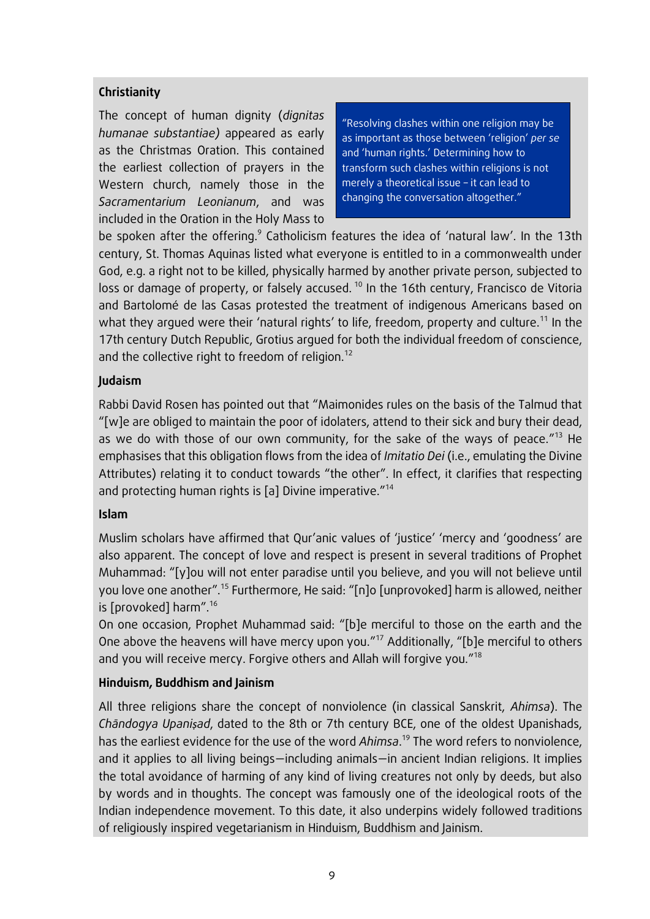### Christianity

> "Resolving clashes within one religion may be as important as those between 'religion' *per se* and 'human rights.' Determining how to transform such clashes within religions is not merely a theoretical issue – it can lead to changing the conversation altogether."

The concept of human dignity (*dignitas humanae substantiae)* appeared as early as the Christmas Oration. This contained the earliest collection of prayers in the Western church, namely those in the *Sacramentarium Leonianum*, and was included in the Oration in the Holy Mass to be spoken after the offering.[9] Catholicism features the idea of 'natural law'. In the 13th century, St. Thomas Aquinas listed what everyone is entitled to in a commonwealth under God, e.g. a right not to be killed, physically harmed by another private person, subjected to loss or damage of property, or falsely accused. [10] In the 16th century, Francisco de Vitoria and Bartolomé de las Casas protested the treatment of indigenous Americans based on what they argued were their 'natural rights' to life, freedom, property and culture.[11] In the 17th century Dutch Republic, Grotius argued for both the individual freedom of conscience, and the collective right to freedom of religion.[12]

### Judaism

Rabbi David Rosen has pointed out that "Maimonides rules on the basis of the Talmud that "[w]e are obliged to maintain the poor of idolaters, attend to their sick and bury their dead, as we do with those of our own community, for the sake of the ways of peace."[13] He emphasises that this obligation flows from the idea of *Imitatio Dei* (i.e., emulating the Divine Attributes) relating it to conduct towards "the other". In effect, it clarifies that respecting and protecting human rights is [a] Divine imperative."[14]

### Islam

Muslim scholars have affirmed that Qur'anic values of 'justice' 'mercy and 'goodness' are also apparent. The concept of love and respect is present in several traditions of Prophet Muhammad: "[y]ou will not enter paradise until you believe, and you will not believe until you love one another".[15] Furthermore, He said: "[n]o [unprovoked] harm is allowed, neither is [provoked] harm".[16]

On one occasion, Prophet Muhammad said: "[b]e merciful to those on the earth and the One above the heavens will have mercy upon you."[17] Additionally, "[b]e merciful to others and you will receive mercy. Forgive others and Allah will forgive you."[18]

### Hinduism, Buddhism and Jainism

All three religions share the concept of nonviolence (in classical Sanskrit, *Ahimsa*). The *Chāndogya Upaniṣad*, dated to the 8th or 7th century BCE, one of the oldest Upanishads, has the earliest evidence for the use of the word *Ahimsa*.[19] The word refers to nonviolence, and it applies to all living beings—including animals—in ancient Indian religions. It implies the total avoidance of harming of any kind of living creatures not only by deeds, but also by words and in thoughts. The concept was famously one of the ideological roots of the Indian independence movement. To this date, it also underpins widely followed traditions of religiously inspired vegetarianism in Hinduism, Buddhism and Jainism.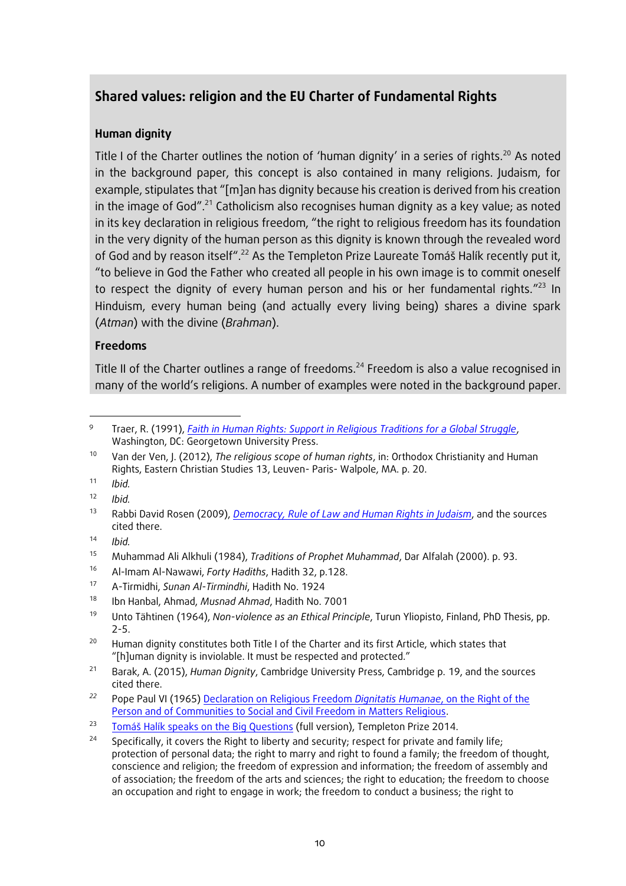## Shared values: religion and the EU Charter of Fundamental Rights

### Human dignity

Title I of the Charter outlines the notion of 'human dignity' in a series of rights.[20] As noted in the background paper, this concept is also contained in many religions. Judaism, for example, stipulates that "[m]an has dignity because his creation is derived from his creation in the image of God".[21] Catholicism also recognises human dignity as a key value; as noted in its key declaration in religious freedom, "the right to religious freedom has its foundation in the very dignity of the human person as this dignity is known through the revealed word of God and by reason itself".[22] As the Templeton Prize Laureate Tomáš Halík recently put it, "to believe in God the Father who created all people in his own image is to commit oneself to respect the dignity of every human person and his or her fundamental rights."[23] In Hinduism, every human being (and actually every living being) shares a divine spark (*Atman*) with the divine (*Brahman*).

### Freedoms

Title II of the Charter outlines a range of freedoms.[24] Freedom is also a value recognised in many of the world's religions. A number of examples were noted in the background paper.

---

9 Traer, R. (1991), *Faith in Human Rights: Support in Religious Traditions for a Global Struggle*, Washington, DC: Georgetown University Press.

10 Van der Ven, J. (2012), *The religious scope of human rights*, in: Orthodox Christianity and Human Rights, Eastern Christian Studies 13, Leuven- Paris- Walpole, MA. p. 20.

11 *Ibid.*

12 *Ibid.*

13 Rabbi David Rosen (2009), *Democracy, Rule of Law and Human Rights in Judaism*, and the sources cited there.

14 *Ibid.*

15 Muhammad Ali Alkhuli (1984), *Traditions of Prophet Muhammad*, Dar Alfalah (2000). p. 93.

16 Al-Imam Al-Nawawi, *Forty Hadiths*, Hadith 32, p.128.

17 A-Tirmidhi, *Sunan Al-Tirmindhi*, Hadith No. 1924

18 Ibn Hanbal, Ahmad, *Musnad Ahmad*, Hadith No. 7001

19 Unto Tähtinen (1964), *Non-violence as an Ethical Principle*, Turun Yliopisto, Finland, PhD Thesis, pp. 2-5.

20 Human dignity constitutes both Title I of the Charter and its first Article, which states that "[h]uman dignity is inviolable. It must be respected and protected."

21 Barak, A. (2015), *Human Dignity*, Cambridge University Press, Cambridge p. 19, and the sources cited there.

22 Pope Paul VI (1965) Declaration on Religious Freedom *Dignitatis Humanae*, on the Right of the Person and of Communities to Social and Civil Freedom in Matters Religious.

23 Tomáš Halík speaks on the Big Questions (full version), Templeton Prize 2014.

24 Specifically, it covers the Right to liberty and security; respect for private and family life; protection of personal data; the right to marry and right to found a family; the freedom of thought, conscience and religion; the freedom of expression and information; the freedom of assembly and of association; the freedom of the arts and sciences; the right to education; the freedom to choose an occupation and right to engage in work; the freedom to conduct a business; the right to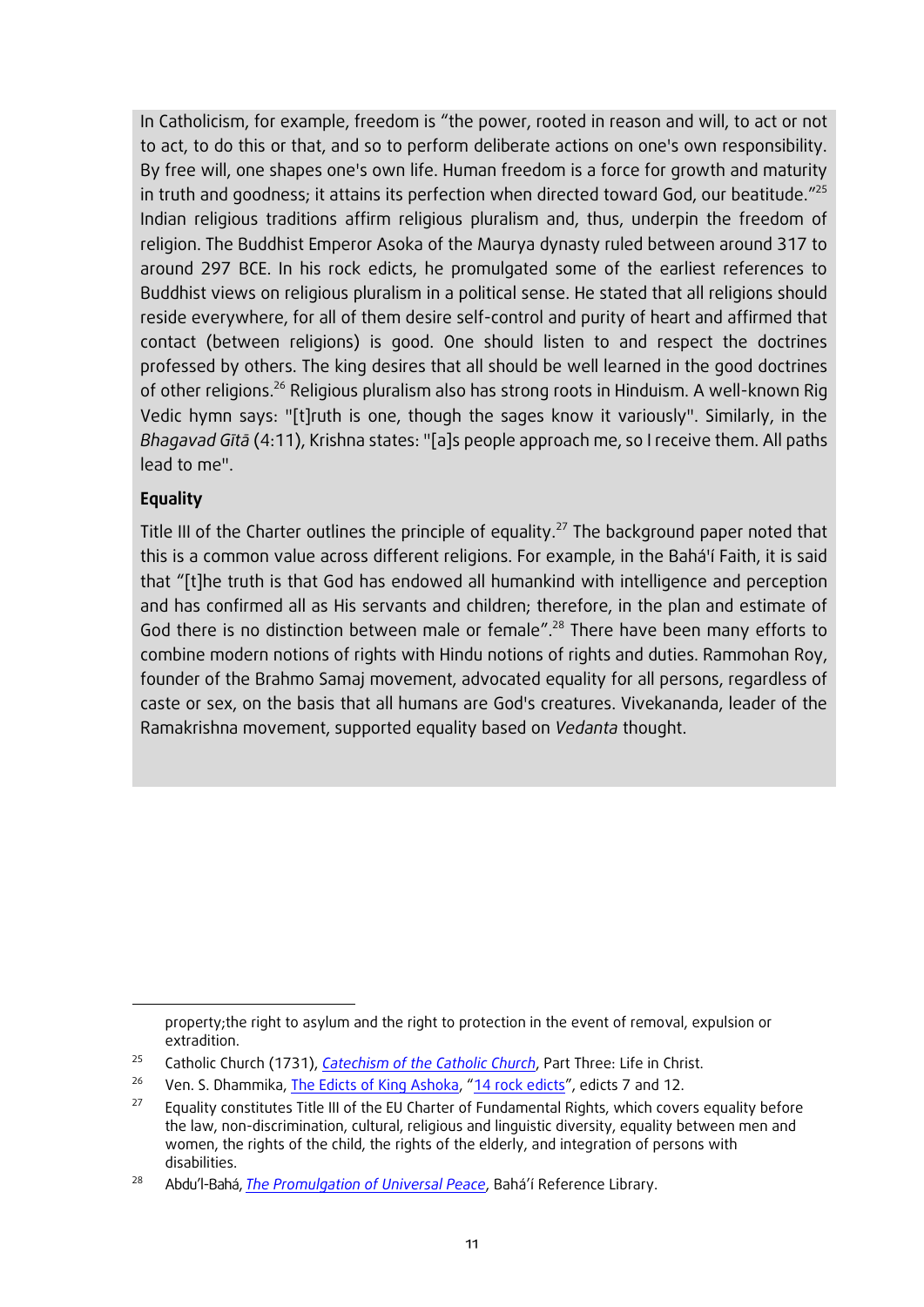In Catholicism, for example, freedom is "the power, rooted in reason and will, to act or not to act, to do this or that, and so to perform deliberate actions on one's own responsibility. By free will, one shapes one's own life. Human freedom is a force for growth and maturity in truth and goodness; it attains its perfection when directed toward God, our beatitude."[25] Indian religious traditions affirm religious pluralism and, thus, underpin the freedom of religion. The Buddhist Emperor Asoka of the Maurya dynasty ruled between around 317 to around 297 BCE. In his rock edicts, he promulgated some of the earliest references to Buddhist views on religious pluralism in a political sense. He stated that all religions should reside everywhere, for all of them desire self-control and purity of heart and affirmed that contact (between religions) is good. One should listen to and respect the doctrines professed by others. The king desires that all should be well learned in the good doctrines of other religions.[26] Religious pluralism also has strong roots in Hinduism. A well-known Rig Vedic hymn says: "[t]ruth is one, though the sages know it variously". Similarly, in the *Bhagavad Gītā* (4:11), Krishna states: "[a]s people approach me, so I receive them. All paths lead to me".

**Equality**

Title III of the Charter outlines the principle of equality.[27] The background paper noted that this is a common value across different religions. For example, in the Bahá'í Faith, it is said that "[t]he truth is that God has endowed all humankind with intelligence and perception and has confirmed all as His servants and children; therefore, in the plan and estimate of God there is no distinction between male or female".[28] There have been many efforts to combine modern notions of rights with Hindu notions of rights and duties. Rammohan Roy, founder of the Brahmo Samaj movement, advocated equality for all persons, regardless of caste or sex, on the basis that all humans are God's creatures. Vivekananda, leader of the Ramakrishna movement, supported equality based on *Vedanta* thought.

---

property;the right to asylum and the right to protection in the event of removal, expulsion or extradition.

[25] Catholic Church (1731), *Catechism of the Catholic Church*, Part Three: Life in Christ.

[26] Ven. S. Dhammika, The Edicts of King Ashoka, "14 rock edicts", edicts 7 and 12.

[27] Equality constitutes Title III of the EU Charter of Fundamental Rights, which covers equality before the law, non-discrimination, cultural, religious and linguistic diversity, equality between men and women, the rights of the child, the rights of the elderly, and integration of persons with disabilities.

[28] Abdu'l-Bahá, *The Promulgation of Universal Peace*, Bahá'í Reference Library.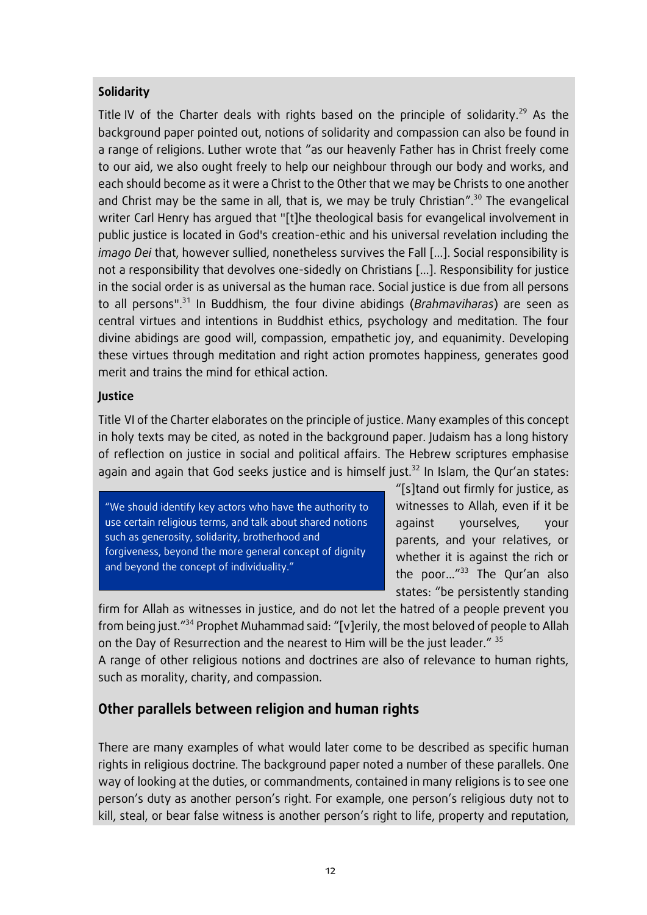### Solidarity

Title IV of the Charter deals with rights based on the principle of solidarity.[29] As the background paper pointed out, notions of solidarity and compassion can also be found in a range of religions. Luther wrote that "as our heavenly Father has in Christ freely come to our aid, we also ought freely to help our neighbour through our body and works, and each should become as it were a Christ to the Other that we may be Christs to one another and Christ may be the same in all, that is, we may be truly Christian".[30] The evangelical writer Carl Henry has argued that "[t]he theological basis for evangelical involvement in public justice is located in God's creation-ethic and his universal revelation including the *imago Dei* that, however sullied, nonetheless survives the Fall [...]. Social responsibility is not a responsibility that devolves one-sidedly on Christians [...]. Responsibility for justice in the social order is as universal as the human race. Social justice is due from all persons to all persons".[31] In Buddhism, the four divine abidings (*Brahmaviharas*) are seen as central virtues and intentions in Buddhist ethics, psychology and meditation. The four divine abidings are good will, compassion, empathetic joy, and equanimity. Developing these virtues through meditation and right action promotes happiness, generates good merit and trains the mind for ethical action.

### Justice

Title VI of the Charter elaborates on the principle of justice. Many examples of this concept in holy texts may be cited, as noted in the background paper. Judaism has a long history of reflection on justice in social and political affairs. The Hebrew scriptures emphasise again and again that God seeks justice and is himself just.[32] In Islam, the Qur'an states: "[s]tand out firmly for justice, as witnesses to Allah, even if it be against yourselves, your parents, and your relatives, or whether it is against the rich or the poor..."[33] The Qur'an also states: "be persistently standing firm for Allah as witnesses in justice, and do not let the hatred of a people prevent you from being just."[34] Prophet Muhammad said: "[v]erily, the most beloved of people to Allah on the Day of Resurrection and the nearest to Him will be the just leader." [35]

> "We should identify key actors who have the authority to use certain religious terms, and talk about shared notions such as generosity, solidarity, brotherhood and forgiveness, beyond the more general concept of dignity and beyond the concept of individuality."

A range of other religious notions and doctrines are also of relevance to human rights, such as morality, charity, and compassion.

## Other parallels between religion and human rights

There are many examples of what would later come to be described as specific human rights in religious doctrine. The background paper noted a number of these parallels. One way of looking at the duties, or commandments, contained in many religions is to see one person's duty as another person's right. For example, one person's religious duty not to kill, steal, or bear false witness is another person's right to life, property and reputation,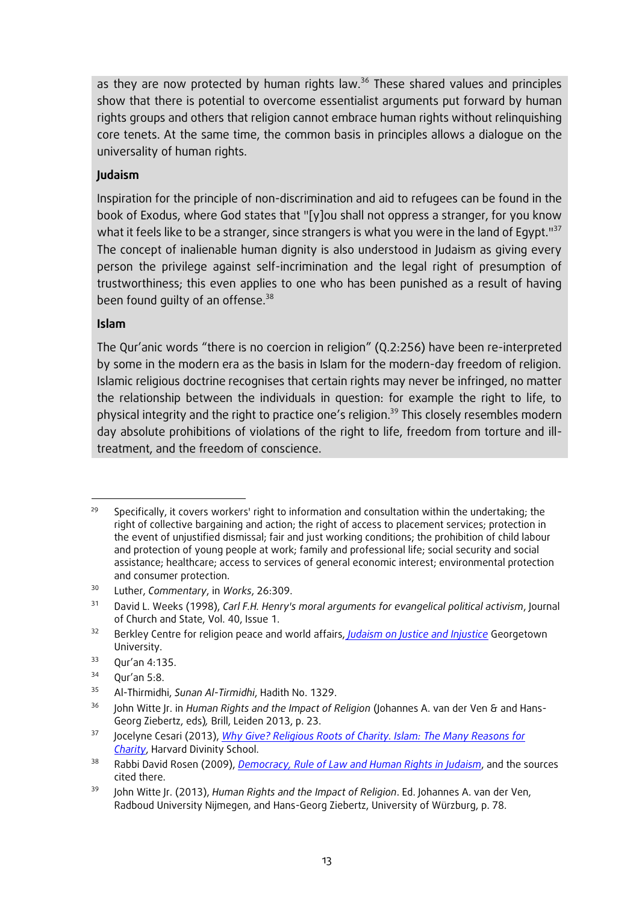as they are now protected by human rights law.[36] These shared values and principles show that there is potential to overcome essentialist arguments put forward by human rights groups and others that religion cannot embrace human rights without relinquishing core tenets. At the same time, the common basis in principles allows a dialogue on the universality of human rights.

**Judaism**

Inspiration for the principle of non-discrimination and aid to refugees can be found in the book of Exodus, where God states that "[y]ou shall not oppress a stranger, for you know what it feels like to be a stranger, since strangers is what you were in the land of Egypt."[37] The concept of inalienable human dignity is also understood in Judaism as giving every person the privilege against self-incrimination and the legal right of presumption of trustworthiness; this even applies to one who has been punished as a result of having been found guilty of an offense.[38]

**Islam**

The Qur'anic words "there is no coercion in religion" (Q.2:256) have been re-interpreted by some in the modern era as the basis in Islam for the modern-day freedom of religion. Islamic religious doctrine recognises that certain rights may never be infringed, no matter the relationship between the individuals in question: for example the right to life, to physical integrity and the right to practice one's religion.[39] This closely resembles modern day absolute prohibitions of violations of the right to life, freedom from torture and ill-treatment, and the freedom of conscience.

---

[29] Specifically, it covers workers' right to information and consultation within the undertaking; the right of collective bargaining and action; the right of access to placement services; protection in the event of unjustified dismissal; fair and just working conditions; the prohibition of child labour and protection of young people at work; family and professional life; social security and social assistance; healthcare; access to services of general economic interest; environmental protection and consumer protection.

[30] Luther, *Commentary*, in *Works*, 26:309.

[31] David L. Weeks (1998), *Carl F.H. Henry's moral arguments for evangelical political activism*, Journal of Church and State, Vol. 40, Issue 1.

[32] Berkley Centre for religion peace and world affairs, *Judaism on Justice and Injustice* Georgetown University.

[33] Qur'an 4:135.

[34] Qur'an 5:8.

[35] Al-Thirmidhi, *Sunan Al-Tirmidhi*, Hadith No. 1329.

[36] John Witte Jr. in *Human Rights and the Impact of Religion* (Johannes A. van der Ven & and Hans-Georg Ziebertz, eds), Brill, Leiden 2013, p. 23.

[37] Jocelyne Cesari (2013), *Why Give? Religious Roots of Charity. Islam: The Many Reasons for Charity*, Harvard Divinity School.

[38] Rabbi David Rosen (2009), *Democracy, Rule of Law and Human Rights in Judaism*, and the sources cited there.

[39] John Witte Jr. (2013), *Human Rights and the Impact of Religion*. Ed. Johannes A. van der Ven, Radboud University Nijmegen, and Hans-Georg Ziebertz, University of Würzburg, p. 78.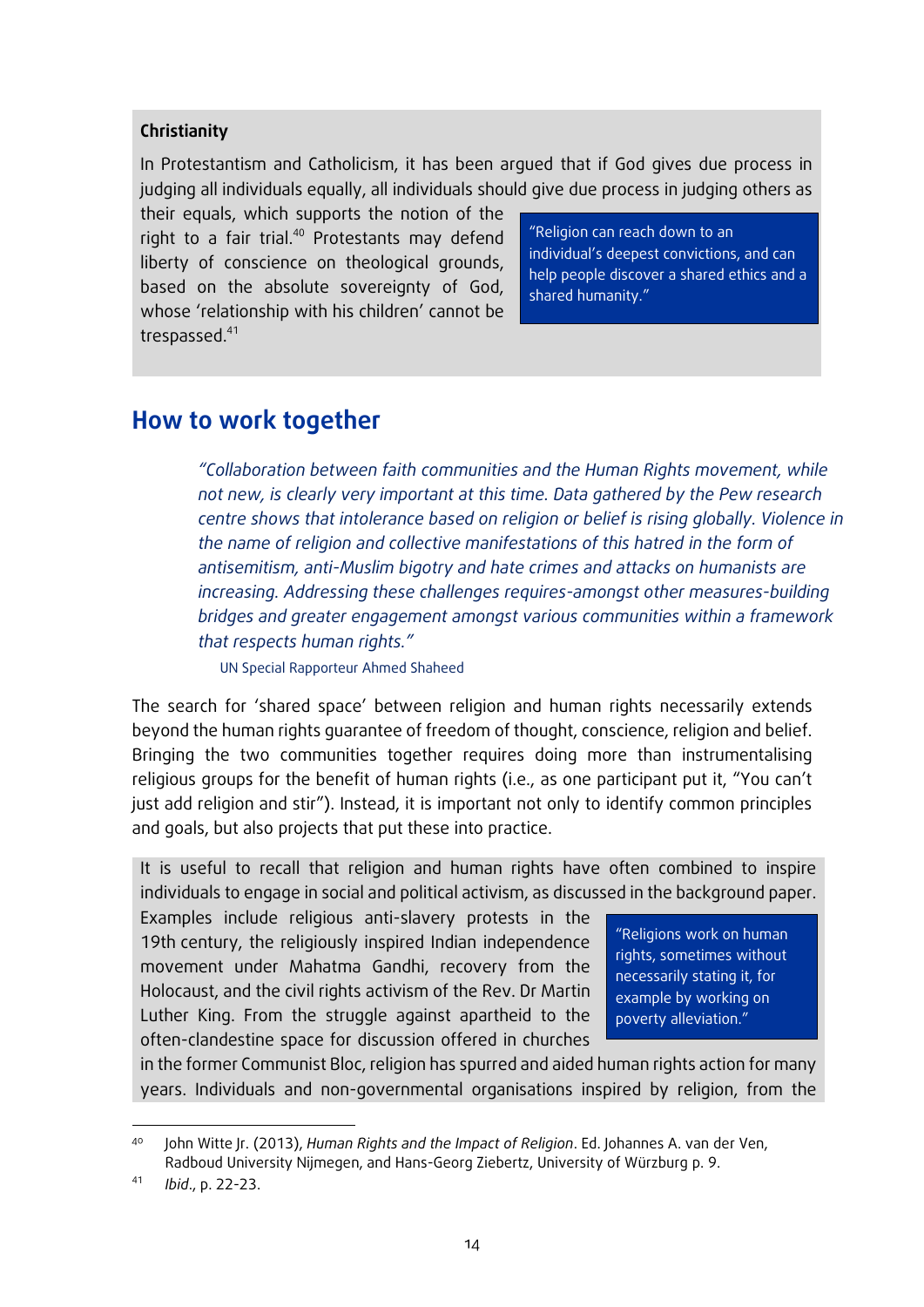**Christianity**

In Protestantism and Catholicism, it has been argued that if God gives due process in judging all individuals equally, all individuals should give due process in judging others as their equals, which supports the notion of the right to a fair trial.[40] Protestants may defend liberty of conscience on theological grounds, based on the absolute sovereignty of God, whose 'relationship with his children' cannot be trespassed.[41]

> "Religion can reach down to an individual's deepest convictions, and can help people discover a shared ethics and a shared humanity."

## How to work together

> *"Collaboration between faith communities and the Human Rights movement, while not new, is clearly very important at this time. Data gathered by the Pew research centre shows that intolerance based on religion or belief is rising globally. Violence in the name of religion and collective manifestations of this hatred in the form of antisemitism, anti-Muslim bigotry and hate crimes and attacks on humanists are increasing. Addressing these challenges requires-amongst other measures-building bridges and greater engagement amongst various communities within a framework that respects human rights."*
>
> UN Special Rapporteur Ahmed Shaheed

The search for 'shared space' between religion and human rights necessarily extends beyond the human rights guarantee of freedom of thought, conscience, religion and belief. Bringing the two communities together requires doing more than instrumentalising religious groups for the benefit of human rights (i.e., as one participant put it, "You can't just add religion and stir"). Instead, it is important not only to identify common principles and goals, but also projects that put these into practice.

It is useful to recall that religion and human rights have often combined to inspire individuals to engage in social and political activism, as discussed in the background paper. Examples include religious anti-slavery protests in the 19th century, the religiously inspired Indian independence movement under Mahatma Gandhi, recovery from the Holocaust, and the civil rights activism of the Rev. Dr Martin Luther King. From the struggle against apartheid to the often-clandestine space for discussion offered in churches in the former Communist Bloc, religion has spurred and aided human rights action for many years. Individuals and non-governmental organisations inspired by religion, from the

> "Religions work on human rights, sometimes without necessarily stating it, for example by working on poverty alleviation."

---

40 John Witte Jr. (2013), *Human Rights and the Impact of Religion*. Ed. Johannes A. van der Ven, Radboud University Nijmegen, and Hans-Georg Ziebertz, University of Würzburg p. 9.

41 *Ibid*., p. 22-23.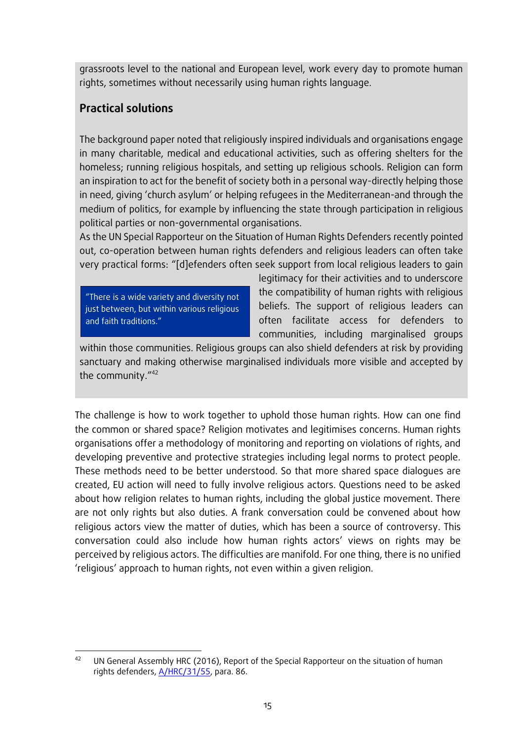grassroots level to the national and European level, work every day to promote human rights, sometimes without necessarily using human rights language.

### Practical solutions

The background paper noted that religiously inspired individuals and organisations engage in many charitable, medical and educational activities, such as offering shelters for the homeless; running religious hospitals, and setting up religious schools. Religion can form an inspiration to act for the benefit of society both in a personal way-directly helping those in need, giving 'church asylum' or helping refugees in the Mediterranean-and through the medium of politics, for example by influencing the state through participation in religious political parties or non-governmental organisations.

As the UN Special Rapporteur on the Situation of Human Rights Defenders recently pointed out, co-operation between human rights defenders and religious leaders can often take very practical forms: "[d]efenders often seek support from local religious leaders to gain legitimacy for their activities and to underscore the compatibility of human rights with religious beliefs. The support of religious leaders can often facilitate access for defenders to communities, including marginalised groups within those communities. Religious groups can also shield defenders at risk by providing sanctuary and making otherwise marginalised individuals more visible and accepted by the community."[42]

> "There is a wide variety and diversity not just between, but within various religious and faith traditions."

The challenge is how to work together to uphold those human rights. How can one find the common or shared space? Religion motivates and legitimises concerns. Human rights organisations offer a methodology of monitoring and reporting on violations of rights, and developing preventive and protective strategies including legal norms to protect people. These methods need to be better understood. So that more shared space dialogues are created, EU action will need to fully involve religious actors. Questions need to be asked about how religion relates to human rights, including the global justice movement. There are not only rights but also duties. A frank conversation could be convened about how religious actors view the matter of duties, which has been a source of controversy. This conversation could also include how human rights actors' views on rights may be perceived by religious actors. The difficulties are manifold. For one thing, there is no unified 'religious' approach to human rights, not even within a given religion.

---

[42] UN General Assembly HRC (2016), Report of the Special Rapporteur on the situation of human rights defenders, A/HRC/31/55, para. 86.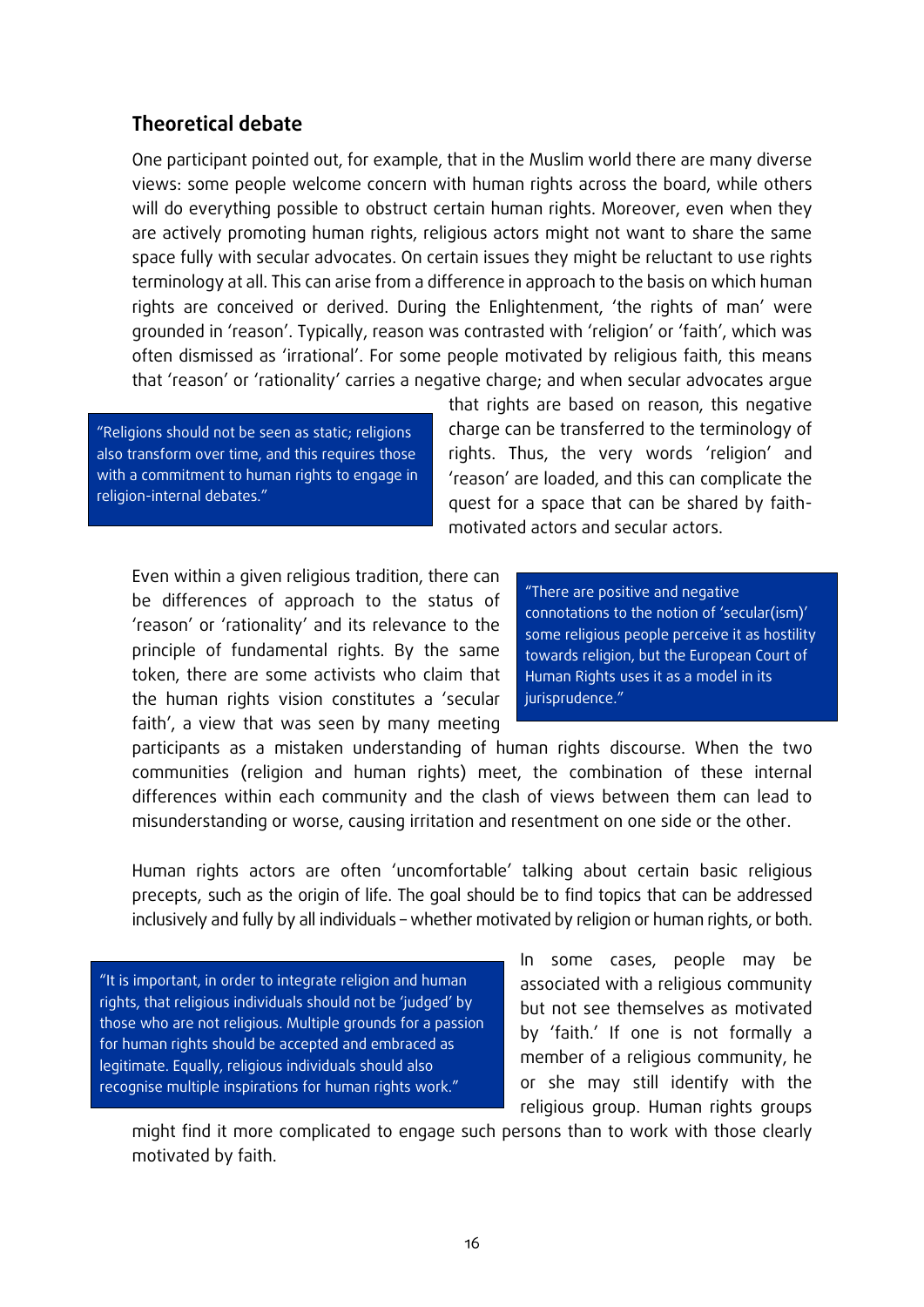### Theoretical debate

One participant pointed out, for example, that in the Muslim world there are many diverse views: some people welcome concern with human rights across the board, while others will do everything possible to obstruct certain human rights. Moreover, even when they are actively promoting human rights, religious actors might not want to share the same space fully with secular advocates. On certain issues they might be reluctant to use rights terminology at all. This can arise from a difference in approach to the basis on which human rights are conceived or derived. During the Enlightenment, 'the rights of man' were grounded in 'reason'. Typically, reason was contrasted with 'religion' or 'faith', which was often dismissed as 'irrational'. For some people motivated by religious faith, this means that 'reason' or 'rationality' carries a negative charge; and when secular advocates argue that rights are based on reason, this negative charge can be transferred to the terminology of rights. Thus, the very words 'religion' and 'reason' are loaded, and this can complicate the quest for a space that can be shared by faith-motivated actors and secular actors.

> "Religions should not be seen as static; religions also transform over time, and this requires those with a commitment to human rights to engage in religion-internal debates."

Even within a given religious tradition, there can be differences of approach to the status of 'reason' or 'rationality' and its relevance to the principle of fundamental rights. By the same token, there are some activists who claim that the human rights vision constitutes a 'secular faith', a view that was seen by many meeting participants as a mistaken understanding of human rights discourse. When the two communities (religion and human rights) meet, the combination of these internal differences within each community and the clash of views between them can lead to misunderstanding or worse, causing irritation and resentment on one side or the other.

> "There are positive and negative connotations to the notion of 'secular(ism)' some religious people perceive it as hostility towards religion, but the European Court of Human Rights uses it as a model in its jurisprudence."

Human rights actors are often 'uncomfortable' talking about certain basic religious precepts, such as the origin of life. The goal should be to find topics that can be addressed inclusively and fully by all individuals – whether motivated by religion or human rights, or both.

> "It is important, in order to integrate religion and human rights, that religious individuals should not be 'judged' by those who are not religious. Multiple grounds for a passion for human rights should be accepted and embraced as legitimate. Equally, religious individuals should also recognise multiple inspirations for human rights work."

In some cases, people may be associated with a religious community but not see themselves as motivated by 'faith.' If one is not formally a member of a religious community, he or she may still identify with the religious group. Human rights groups might find it more complicated to engage such persons than to work with those clearly motivated by faith.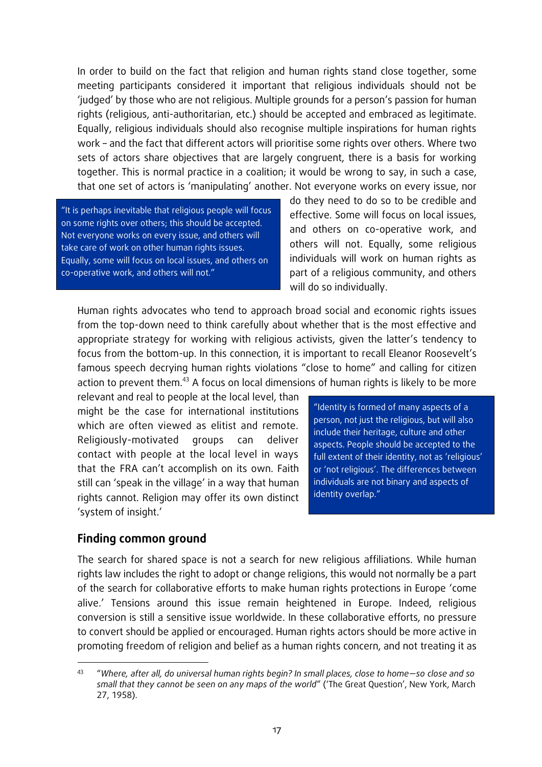In order to build on the fact that religion and human rights stand close together, some meeting participants considered it important that religious individuals should not be 'judged' by those who are not religious. Multiple grounds for a person's passion for human rights (religious, anti-authoritarian, etc.) should be accepted and embraced as legitimate. Equally, religious individuals should also recognise multiple inspirations for human rights work – and the fact that different actors will prioritise some rights over others. Where two sets of actors share objectives that are largely congruent, there is a basis for working together. This is normal practice in a coalition; it would be wrong to say, in such a case, that one set of actors is 'manipulating' another. Not everyone works on every issue, nor do they need to do so to be credible and effective. Some will focus on local issues, and others on co-operative work, and others will not. Equally, some religious individuals will work on human rights as part of a religious community, and others will do so individually.

> "It is perhaps inevitable that religious people will focus on some rights over others; this should be accepted. Not everyone works on every issue, and others will take care of work on other human rights issues. Equally, some will focus on local issues, and others on co-operative work, and others will not."

Human rights advocates who tend to approach broad social and economic rights issues from the top-down need to think carefully about whether that is the most effective and appropriate strategy for working with religious activists, given the latter's tendency to focus from the bottom-up. In this connection, it is important to recall Eleanor Roosevelt's famous speech decrying human rights violations "close to home" and calling for citizen action to prevent them.[43] A focus on local dimensions of human rights is likely to be more relevant and real to people at the local level, than might be the case for international institutions which are often viewed as elitist and remote. Religiously-motivated groups can deliver contact with people at the local level in ways that the FRA can't accomplish on its own. Faith still can 'speak in the village' in a way that human rights cannot. Religion may offer its own distinct 'system of insight.'

> "Identity is formed of many aspects of a person, not just the religious, but will also include their heritage, culture and other aspects. People should be accepted to the full extent of their identity, not as 'religious' or 'not religious'. The differences between individuals are not binary and aspects of identity overlap."

## Finding common ground

The search for shared space is not a search for new religious affiliations. While human rights law includes the right to adopt or change religions, this would not normally be a part of the search for collaborative efforts to make human rights protections in Europe 'come alive.' Tensions around this issue remain heightened in Europe. Indeed, religious conversion is still a sensitive issue worldwide. In these collaborative efforts, no pressure to convert should be applied or encouraged. Human rights actors should be more active in promoting freedom of religion and belief as a human rights concern, and not treating it as

---

[43] "*Where, after all, do universal human rights begin? In small places, close to home—so close and so small that they cannot be seen on any maps of the world*" ('The Great Question', New York, March 27, 1958).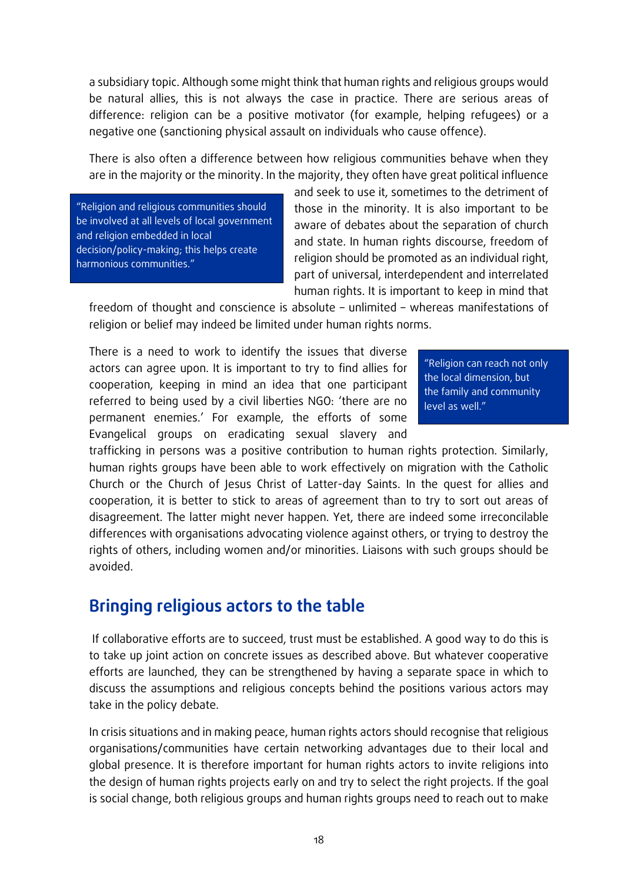a subsidiary topic. Although some might think that human rights and religious groups would be natural allies, this is not always the case in practice. There are serious areas of difference: religion can be a positive motivator (for example, helping refugees) or a negative one (sanctioning physical assault on individuals who cause offence).

There is also often a difference between how religious communities behave when they are in the majority or the minority. In the majority, they often have great political influence and seek to use it, sometimes to the detriment of those in the minority. It is also important to be aware of debates about the separation of church and state. In human rights discourse, freedom of religion should be promoted as an individual right, part of universal, interdependent and interrelated human rights. It is important to keep in mind that freedom of thought and conscience is absolute – unlimited – whereas manifestations of religion or belief may indeed be limited under human rights norms.

> "Religion and religious communities should be involved at all levels of local government and religion embedded in local decision/policy-making; this helps create harmonious communities."

There is a need to work to identify the issues that diverse actors can agree upon. It is important to try to find allies for cooperation, keeping in mind an idea that one participant referred to being used by a civil liberties NGO: 'there are no permanent enemies.' For example, the efforts of some Evangelical groups on eradicating sexual slavery and trafficking in persons was a positive contribution to human rights protection. Similarly, human rights groups have been able to work effectively on migration with the Catholic Church or the Church of Jesus Christ of Latter-day Saints. In the quest for allies and cooperation, it is better to stick to areas of agreement than to try to sort out areas of disagreement. The latter might never happen. Yet, there are indeed some irreconcilable differences with organisations advocating violence against others, or trying to destroy the rights of others, including women and/or minorities. Liaisons with such groups should be avoided.

> "Religion can reach not only the local dimension, but the family and community level as well."

## Bringing religious actors to the table

If collaborative efforts are to succeed, trust must be established. A good way to do this is to take up joint action on concrete issues as described above. But whatever cooperative efforts are launched, they can be strengthened by having a separate space in which to discuss the assumptions and religious concepts behind the positions various actors may take in the policy debate.

In crisis situations and in making peace, human rights actors should recognise that religious organisations/communities have certain networking advantages due to their local and global presence. It is therefore important for human rights actors to invite religions into the design of human rights projects early on and try to select the right projects. If the goal is social change, both religious groups and human rights groups need to reach out to make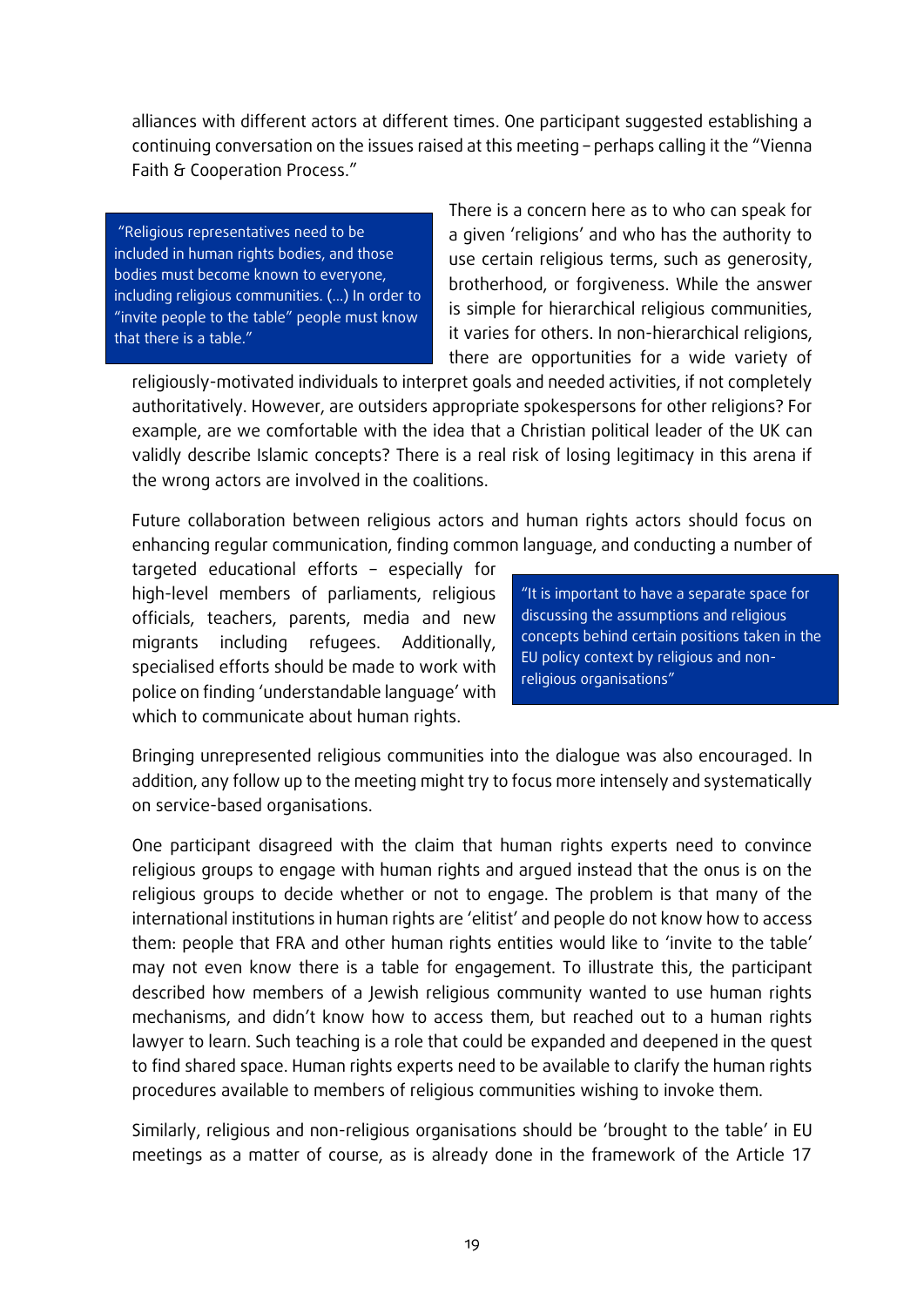alliances with different actors at different times. One participant suggested establishing a continuing conversation on the issues raised at this meeting – perhaps calling it the "Vienna Faith & Cooperation Process."

> "Religious representatives need to be included in human rights bodies, and those bodies must become known to everyone, including religious communities. (...) In order to "invite people to the table" people must know that there is a table."

There is a concern here as to who can speak for a given 'religions' and who has the authority to use certain religious terms, such as generosity, brotherhood, or forgiveness. While the answer is simple for hierarchical religious communities, it varies for others. In non-hierarchical religions, there are opportunities for a wide variety of religiously-motivated individuals to interpret goals and needed activities, if not completely authoritatively. However, are outsiders appropriate spokespersons for other religions? For example, are we comfortable with the idea that a Christian political leader of the UK can validly describe Islamic concepts? There is a real risk of losing legitimacy in this arena if the wrong actors are involved in the coalitions.

Future collaboration between religious actors and human rights actors should focus on enhancing regular communication, finding common language, and conducting a number of targeted educational efforts – especially for high-level members of parliaments, religious officials, teachers, parents, media and new migrants including refugees. Additionally, specialised efforts should be made to work with police on finding 'understandable language' with which to communicate about human rights.

> "It is important to have a separate space for discussing the assumptions and religious concepts behind certain positions taken in the EU policy context by religious and non-religious organisations"

Bringing unrepresented religious communities into the dialogue was also encouraged. In addition, any follow up to the meeting might try to focus more intensely and systematically on service-based organisations.

One participant disagreed with the claim that human rights experts need to convince religious groups to engage with human rights and argued instead that the onus is on the religious groups to decide whether or not to engage. The problem is that many of the international institutions in human rights are 'elitist' and people do not know how to access them: people that FRA and other human rights entities would like to 'invite to the table' may not even know there is a table for engagement. To illustrate this, the participant described how members of a Jewish religious community wanted to use human rights mechanisms, and didn't know how to access them, but reached out to a human rights lawyer to learn. Such teaching is a role that could be expanded and deepened in the quest to find shared space. Human rights experts need to be available to clarify the human rights procedures available to members of religious communities wishing to invoke them.

Similarly, religious and non-religious organisations should be 'brought to the table' in EU meetings as a matter of course, as is already done in the framework of the Article 17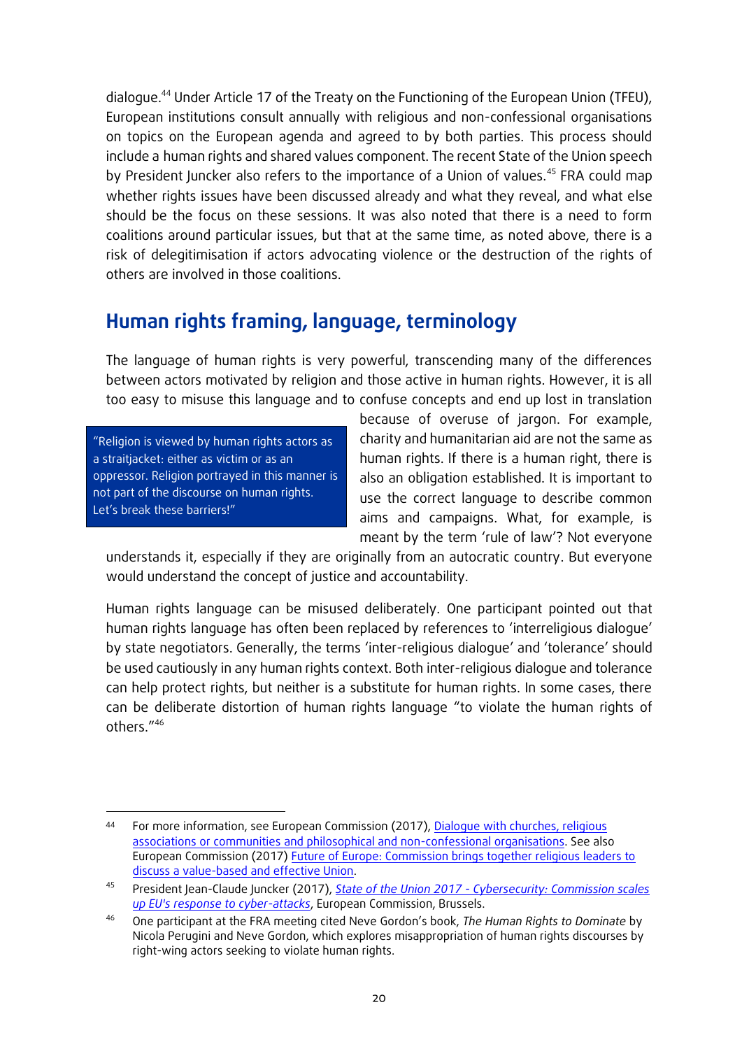dialogue.[44] Under Article 17 of the Treaty on the Functioning of the European Union (TFEU), European institutions consult annually with religious and non-confessional organisations on topics on the European agenda and agreed to by both parties. This process should include a human rights and shared values component. The recent State of the Union speech by President Juncker also refers to the importance of a Union of values.[45] FRA could map whether rights issues have been discussed already and what they reveal, and what else should be the focus on these sessions. It was also noted that there is a need to form coalitions around particular issues, but that at the same time, as noted above, there is a risk of delegitimisation if actors advocating violence or the destruction of the rights of others are involved in those coalitions.

## Human rights framing, language, terminology

The language of human rights is very powerful, transcending many of the differences between actors motivated by religion and those active in human rights. However, it is all too easy to misuse this language and to confuse concepts and end up lost in translation because of overuse of jargon. For example, charity and humanitarian aid are not the same as human rights. If there is a human right, there is also an obligation established. It is important to use the correct language to describe common aims and campaigns. What, for example, is meant by the term 'rule of law'? Not everyone understands it, especially if they are originally from an autocratic country. But everyone would understand the concept of justice and accountability.

> "Religion is viewed by human rights actors as a straitjacket: either as victim or as an oppressor. Religion portrayed in this manner is not part of the discourse on human rights. Let's break these barriers!"

Human rights language can be misused deliberately. One participant pointed out that human rights language has often been replaced by references to 'interreligious dialogue' by state negotiators. Generally, the terms 'inter-religious dialogue' and 'tolerance' should be used cautiously in any human rights context. Both inter-religious dialogue and tolerance can help protect rights, but neither is a substitute for human rights. In some cases, there can be deliberate distortion of human rights language "to violate the human rights of others."[46]

---

[44] For more information, see European Commission (2017), Dialogue with churches, religious associations or communities and philosophical and non-confessional organisations. See also European Commission (2017) Future of Europe: Commission brings together religious leaders to discuss a value-based and effective Union.

[45] President Jean-Claude Juncker (2017), *State of the Union 2017 - Cybersecurity: Commission scales up EU's response to cyber-attacks*, European Commission, Brussels.

[46] One participant at the FRA meeting cited Neve Gordon's book, *The Human Rights to Dominate* by Nicola Perugini and Neve Gordon, which explores misappropriation of human rights discourses by right-wing actors seeking to violate human rights.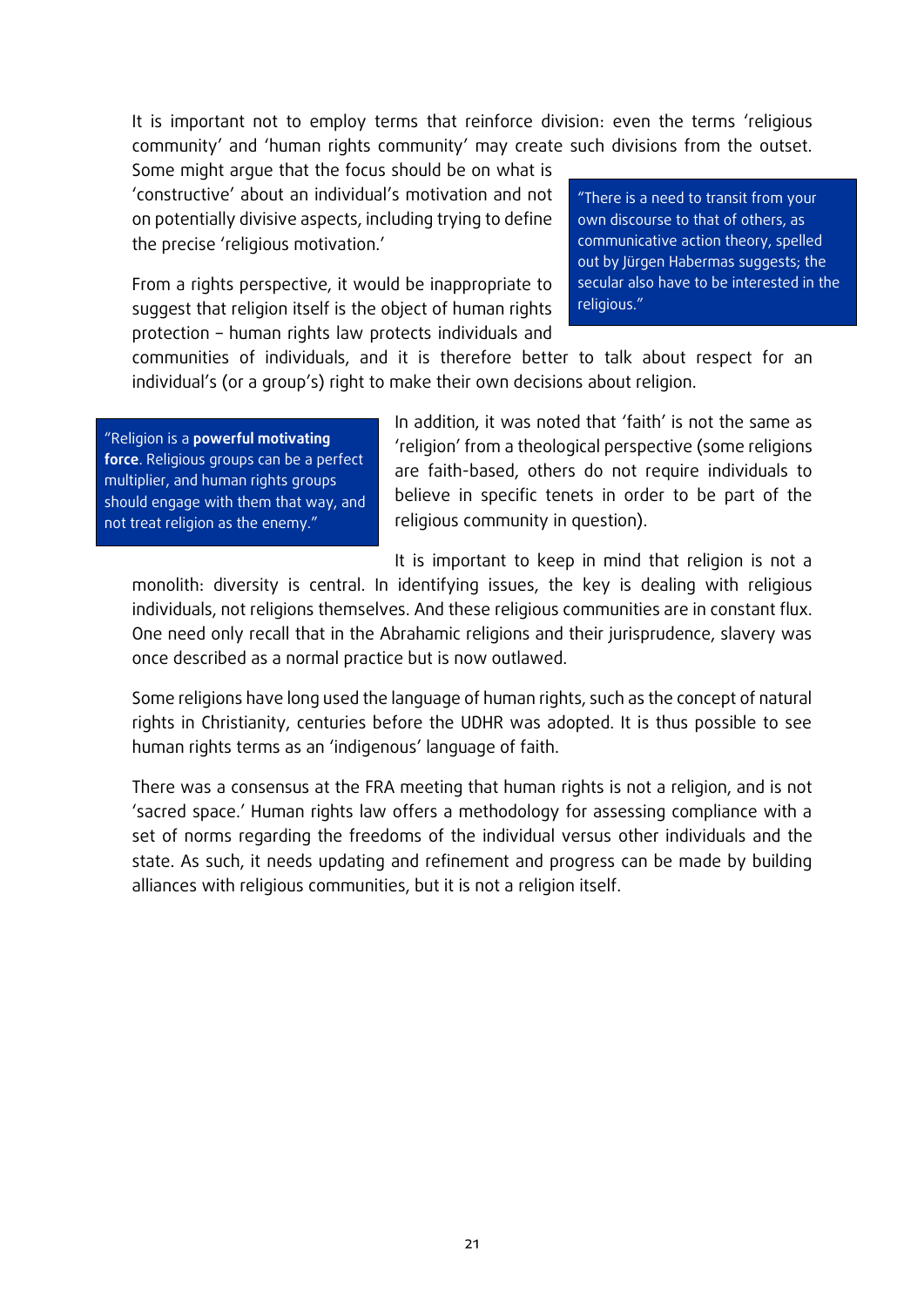It is important not to employ terms that reinforce division: even the terms 'religious community' and 'human rights community' may create such divisions from the outset. Some might argue that the focus should be on what is 'constructive' about an individual's motivation and not on potentially divisive aspects, including trying to define the precise 'religious motivation.'

> "There is a need to transit from your own discourse to that of others, as communicative action theory, spelled out by Jürgen Habermas suggests; the secular also have to be interested in the religious."

From a rights perspective, it would be inappropriate to suggest that religion itself is the object of human rights protection – human rights law protects individuals and communities of individuals, and it is therefore better to talk about respect for an individual's (or a group's) right to make their own decisions about religion.

> "Religion is a **powerful motivating force**. Religious groups can be a perfect multiplier, and human rights groups should engage with them that way, and not treat religion as the enemy."

In addition, it was noted that 'faith' is not the same as 'religion' from a theological perspective (some religions are faith-based, others do not require individuals to believe in specific tenets in order to be part of the religious community in question).

It is important to keep in mind that religion is not a monolith: diversity is central. In identifying issues, the key is dealing with religious individuals, not religions themselves. And these religious communities are in constant flux. One need only recall that in the Abrahamic religions and their jurisprudence, slavery was once described as a normal practice but is now outlawed.

Some religions have long used the language of human rights, such as the concept of natural rights in Christianity, centuries before the UDHR was adopted. It is thus possible to see human rights terms as an 'indigenous' language of faith.

There was a consensus at the FRA meeting that human rights is not a religion, and is not 'sacred space.' Human rights law offers a methodology for assessing compliance with a set of norms regarding the freedoms of the individual versus other individuals and the state. As such, it needs updating and refinement and progress can be made by building alliances with religious communities, but it is not a religion itself.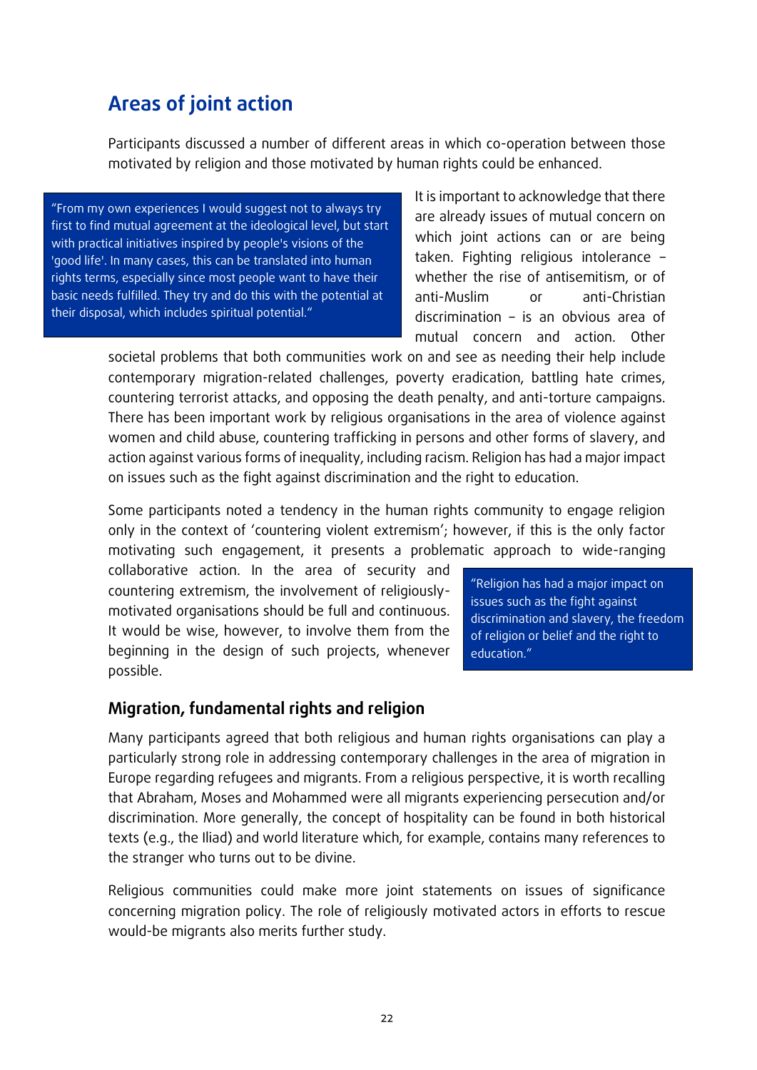## Areas of joint action

Participants discussed a number of different areas in which co-operation between those motivated by religion and those motivated by human rights could be enhanced.

> "From my own experiences I would suggest not to always try first to find mutual agreement at the ideological level, but start with practical initiatives inspired by people's visions of the 'good life'. In many cases, this can be translated into human rights terms, especially since most people want to have their basic needs fulfilled. They try and do this with the potential at their disposal, which includes spiritual potential."

It is important to acknowledge that there are already issues of mutual concern on which joint actions can or are being taken. Fighting religious intolerance – whether the rise of antisemitism, or of anti-Muslim or anti-Christian discrimination – is an obvious area of mutual concern and action. Other societal problems that both communities work on and see as needing their help include contemporary migration-related challenges, poverty eradication, battling hate crimes, countering terrorist attacks, and opposing the death penalty, and anti-torture campaigns. There has been important work by religious organisations in the area of violence against women and child abuse, countering trafficking in persons and other forms of slavery, and action against various forms of inequality, including racism. Religion has had a major impact on issues such as the fight against discrimination and the right to education.

Some participants noted a tendency in the human rights community to engage religion only in the context of 'countering violent extremism'; however, if this is the only factor motivating such engagement, it presents a problematic approach to wide-ranging collaborative action. In the area of security and countering extremism, the involvement of religiously-motivated organisations should be full and continuous. It would be wise, however, to involve them from the beginning in the design of such projects, whenever possible.

> "Religion has had a major impact on issues such as the fight against discrimination and slavery, the freedom of religion or belief and the right to education."

### Migration, fundamental rights and religion

Many participants agreed that both religious and human rights organisations can play a particularly strong role in addressing contemporary challenges in the area of migration in Europe regarding refugees and migrants. From a religious perspective, it is worth recalling that Abraham, Moses and Mohammed were all migrants experiencing persecution and/or discrimination. More generally, the concept of hospitality can be found in both historical texts (e.g., the Iliad) and world literature which, for example, contains many references to the stranger who turns out to be divine.

Religious communities could make more joint statements on issues of significance concerning migration policy. The role of religiously motivated actors in efforts to rescue would-be migrants also merits further study.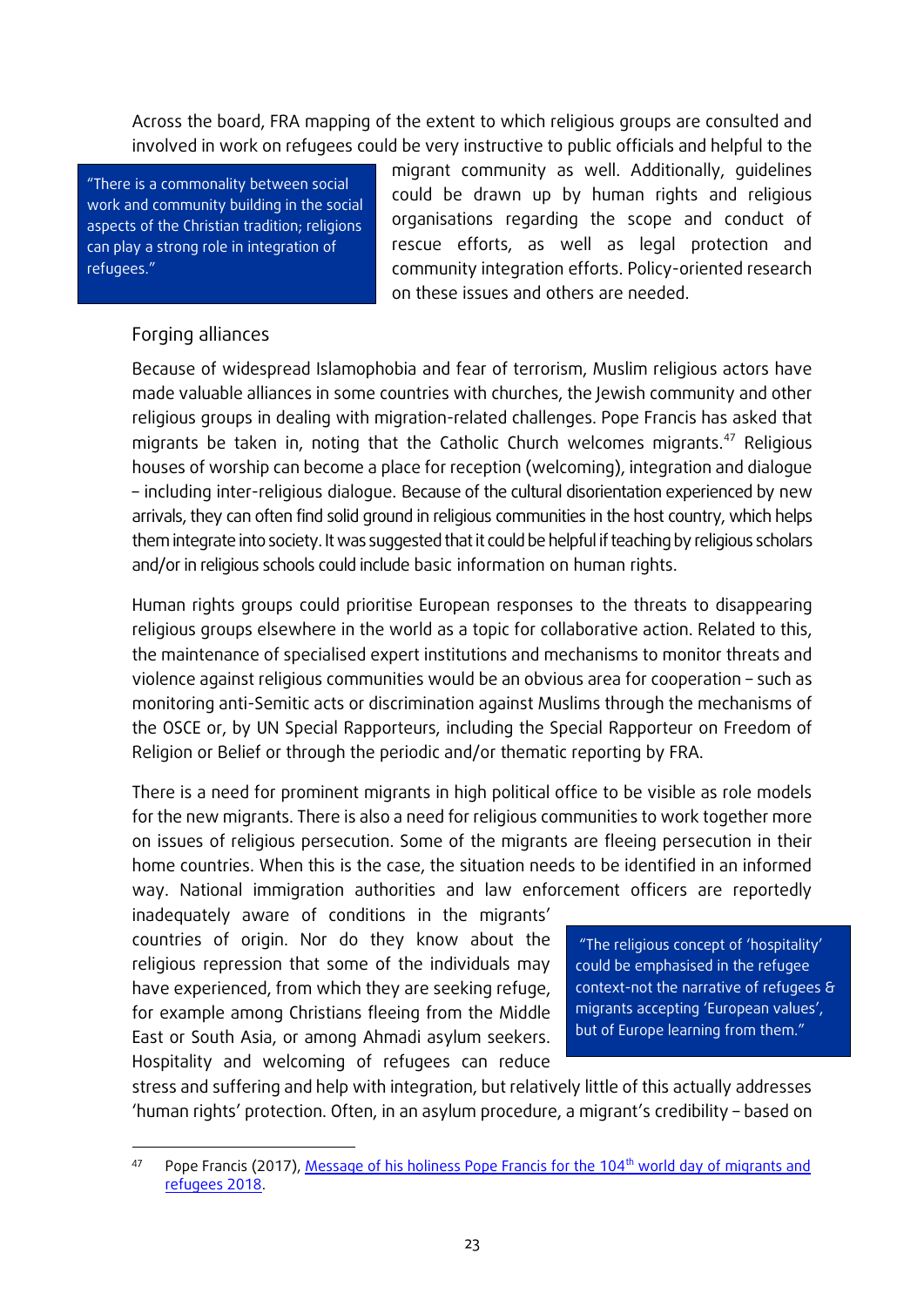Across the board, FRA mapping of the extent to which religious groups are consulted and involved in work on refugees could be very instructive to public officials and helpful to the migrant community as well. Additionally, guidelines could be drawn up by human rights and religious organisations regarding the scope and conduct of rescue efforts, as well as legal protection and community integration efforts. Policy-oriented research on these issues and others are needed.

> "There is a commonality between social work and community building in the social aspects of the Christian tradition; religions can play a strong role in integration of refugees."

### Forging alliances

Because of widespread Islamophobia and fear of terrorism, Muslim religious actors have made valuable alliances in some countries with churches, the Jewish community and other religious groups in dealing with migration-related challenges. Pope Francis has asked that migrants be taken in, noting that the Catholic Church welcomes migrants.[47] Religious houses of worship can become a place for reception (welcoming), integration and dialogue – including inter-religious dialogue. Because of the cultural disorientation experienced by new arrivals, they can often find solid ground in religious communities in the host country, which helps them integrate into society. It was suggested that it could be helpful if teaching by religious scholars and/or in religious schools could include basic information on human rights.

Human rights groups could prioritise European responses to the threats to disappearing religious groups elsewhere in the world as a topic for collaborative action. Related to this, the maintenance of specialised expert institutions and mechanisms to monitor threats and violence against religious communities would be an obvious area for cooperation – such as monitoring anti-Semitic acts or discrimination against Muslims through the mechanisms of the OSCE or, by UN Special Rapporteurs, including the Special Rapporteur on Freedom of Religion or Belief or through the periodic and/or thematic reporting by FRA.

There is a need for prominent migrants in high political office to be visible as role models for the new migrants. There is also a need for religious communities to work together more on issues of religious persecution. Some of the migrants are fleeing persecution in their home countries. When this is the case, the situation needs to be identified in an informed way. National immigration authorities and law enforcement officers are reportedly inadequately aware of conditions in the migrants' countries of origin. Nor do they know about the religious repression that some of the individuals may have experienced, from which they are seeking refuge, for example among Christians fleeing from the Middle East or South Asia, or among Ahmadi asylum seekers. Hospitality and welcoming of refugees can reduce stress and suffering and help with integration, but relatively little of this actually addresses 'human rights' protection. Often, in an asylum procedure, a migrant's credibility – based on

> "The religious concept of 'hospitality' could be emphasised in the refugee context-not the narrative of refugees & migrants accepting 'European values', but of Europe learning from them."

---

[47] Pope Francis (2017), Message of his holiness Pope Francis for the 104th world day of migrants and refugees 2018.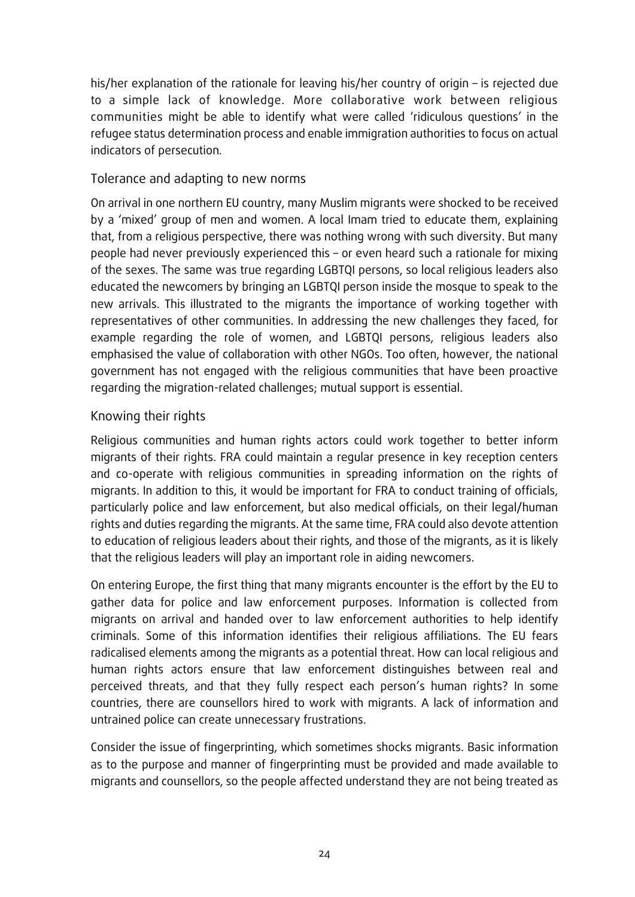his/her explanation of the rationale for leaving his/her country of origin – is rejected due to a simple lack of knowledge. More collaborative work between religious communities might be able to identify what were called 'ridiculous questions' in the refugee status determination process and enable immigration authorities to focus on actual indicators of persecution.

## Tolerance and adapting to new norms

On arrival in one northern EU country, many Muslim migrants were shocked to be received by a 'mixed' group of men and women. A local Imam tried to educate them, explaining that, from a religious perspective, there was nothing wrong with such diversity. But many people had never previously experienced this – or even heard such a rationale for mixing of the sexes. The same was true regarding LGBTQI persons, so local religious leaders also educated the newcomers by bringing an LGBTQI person inside the mosque to speak to the new arrivals. This illustrated to the migrants the importance of working together with representatives of other communities. In addressing the new challenges they faced, for example regarding the role of women, and LGBTQI persons, religious leaders also emphasised the value of collaboration with other NGOs. Too often, however, the national government has not engaged with the religious communities that have been proactive regarding the migration-related challenges; mutual support is essential.

## Knowing their rights

Religious communities and human rights actors could work together to better inform migrants of their rights. FRA could maintain a regular presence in key reception centers and co-operate with religious communities in spreading information on the rights of migrants. In addition to this, it would be important for FRA to conduct training of officials, particularly police and law enforcement, but also medical officials, on their legal/human rights and duties regarding the migrants. At the same time, FRA could also devote attention to education of religious leaders about their rights, and those of the migrants, as it is likely that the religious leaders will play an important role in aiding newcomers.

On entering Europe, the first thing that many migrants encounter is the effort by the EU to gather data for police and law enforcement purposes. Information is collected from migrants on arrival and handed over to law enforcement authorities to help identify criminals. Some of this information identifies their religious affiliations. The EU fears radicalised elements among the migrants as a potential threat. How can local religious and human rights actors ensure that law enforcement distinguishes between real and perceived threats, and that they fully respect each person's human rights? In some countries, there are counsellors hired to work with migrants. A lack of information and untrained police can create unnecessary frustrations.

Consider the issue of fingerprinting, which sometimes shocks migrants. Basic information as to the purpose and manner of fingerprinting must be provided and made available to migrants and counsellors, so the people affected understand they are not being treated as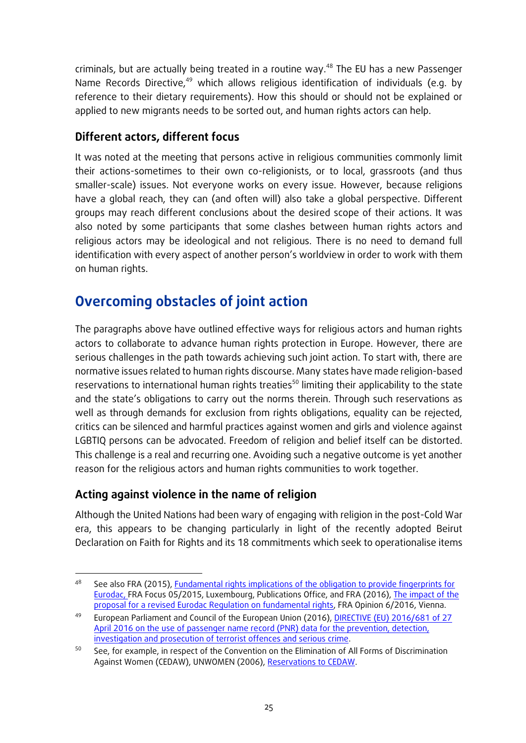criminals, but are actually being treated in a routine way.[48] The EU has a new Passenger Name Records Directive,[49] which allows religious identification of individuals (e.g. by reference to their dietary requirements). How this should or should not be explained or applied to new migrants needs to be sorted out, and human rights actors can help.

### Different actors, different focus

It was noted at the meeting that persons active in religious communities commonly limit their actions-sometimes to their own co-religionists, or to local, grassroots (and thus smaller-scale) issues. Not everyone works on every issue. However, because religions have a global reach, they can (and often will) also take a global perspective. Different groups may reach different conclusions about the desired scope of their actions. It was also noted by some participants that some clashes between human rights actors and religious actors may be ideological and not religious. There is no need to demand full identification with every aspect of another person's worldview in order to work with them on human rights.

## Overcoming obstacles of joint action

The paragraphs above have outlined effective ways for religious actors and human rights actors to collaborate to advance human rights protection in Europe. However, there are serious challenges in the path towards achieving such joint action. To start with, there are normative issues related to human rights discourse. Many states have made religion-based reservations to international human rights treaties[50] limiting their applicability to the state and the state's obligations to carry out the norms therein. Through such reservations as well as through demands for exclusion from rights obligations, equality can be rejected, critics can be silenced and harmful practices against women and girls and violence against LGBTIQ persons can be advocated. Freedom of religion and belief itself can be distorted. This challenge is a real and recurring one. Avoiding such a negative outcome is yet another reason for the religious actors and human rights communities to work together.

### Acting against violence in the name of religion

Although the United Nations had been wary of engaging with religion in the post-Cold War era, this appears to be changing particularly in light of the recently adopted Beirut Declaration on Faith for Rights and its 18 commitments which seek to operationalise items

---

[48] See also FRA (2015), Fundamental rights implications of the obligation to provide fingerprints for Eurodac, FRA Focus 05/2015, Luxembourg, Publications Office, and FRA (2016), The impact of the proposal for a revised Eurodac Regulation on fundamental rights, FRA Opinion 6/2016, Vienna.

[49] European Parliament and Council of the European Union (2016), DIRECTIVE (EU) 2016/681 of 27 April 2016 on the use of passenger name record (PNR) data for the prevention, detection, investigation and prosecution of terrorist offences and serious crime.

[50] See, for example, in respect of the Convention on the Elimination of All Forms of Discrimination Against Women (CEDAW), UNWOMEN (2006), Reservations to CEDAW.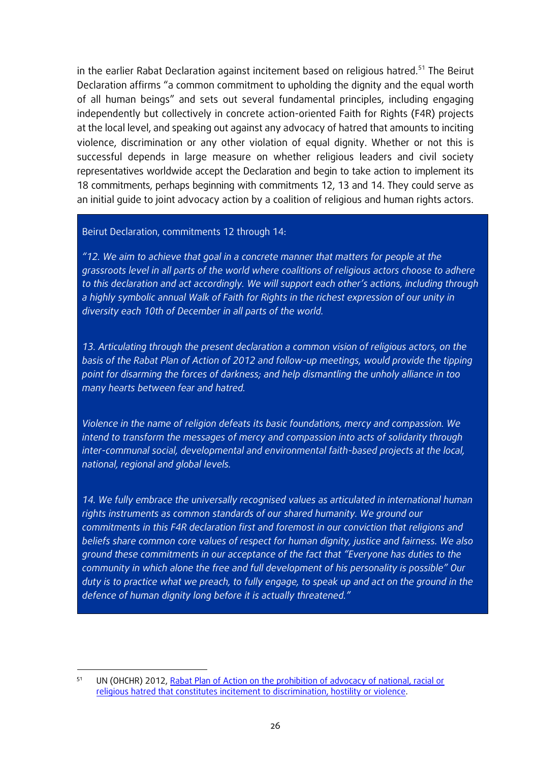in the earlier Rabat Declaration against incitement based on religious hatred.[51] The Beirut Declaration affirms "a common commitment to upholding the dignity and the equal worth of all human beings" and sets out several fundamental principles, including engaging independently but collectively in concrete action-oriented Faith for Rights (F4R) projects at the local level, and speaking out against any advocacy of hatred that amounts to inciting violence, discrimination or any other violation of equal dignity. Whether or not this is successful depends in large measure on whether religious leaders and civil society representatives worldwide accept the Declaration and begin to take action to implement its 18 commitments, perhaps beginning with commitments 12, 13 and 14. They could serve as an initial guide to joint advocacy action by a coalition of religious and human rights actors.

> Beirut Declaration, commitments 12 through 14:
>
> *"12. We aim to achieve that goal in a concrete manner that matters for people at the grassroots level in all parts of the world where coalitions of religious actors choose to adhere to this declaration and act accordingly. We will support each other's actions, including through a highly symbolic annual Walk of Faith for Rights in the richest expression of our unity in diversity each 10th of December in all parts of the world.*
>
> *13. Articulating through the present declaration a common vision of religious actors, on the basis of the Rabat Plan of Action of 2012 and follow-up meetings, would provide the tipping point for disarming the forces of darkness; and help dismantling the unholy alliance in too many hearts between fear and hatred.*
>
> *Violence in the name of religion defeats its basic foundations, mercy and compassion. We intend to transform the messages of mercy and compassion into acts of solidarity through inter-communal social, developmental and environmental faith-based projects at the local, national, regional and global levels.*
>
> *14. We fully embrace the universally recognised values as articulated in international human rights instruments as common standards of our shared humanity. We ground our commitments in this F4R declaration first and foremost in our conviction that religions and beliefs share common core values of respect for human dignity, justice and fairness. We also ground these commitments in our acceptance of the fact that "Everyone has duties to the community in which alone the free and full development of his personality is possible" Our duty is to practice what we preach, to fully engage, to speak up and act on the ground in the defence of human dignity long before it is actually threatened."*

---

[51] UN (OHCHR) 2012, Rabat Plan of Action on the prohibition of advocacy of national, racial or religious hatred that constitutes incitement to discrimination, hostility or violence.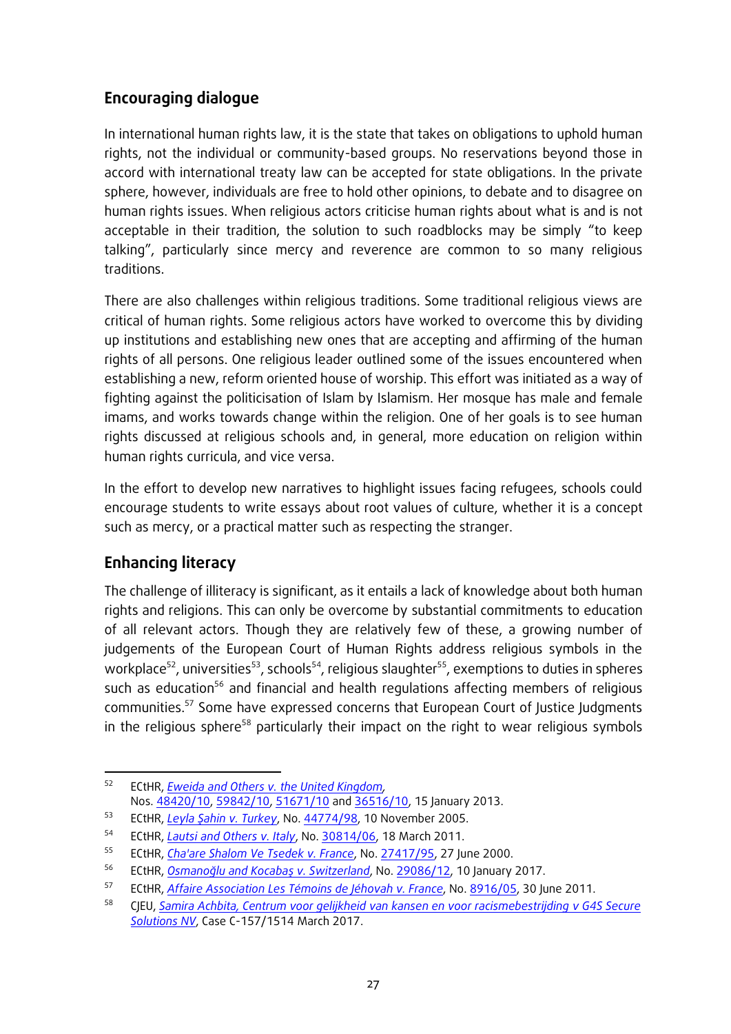## Encouraging dialogue

In international human rights law, it is the state that takes on obligations to uphold human rights, not the individual or community-based groups. No reservations beyond those in accord with international treaty law can be accepted for state obligations. In the private sphere, however, individuals are free to hold other opinions, to debate and to disagree on human rights issues. When religious actors criticise human rights about what is and is not acceptable in their tradition, the solution to such roadblocks may be simply "to keep talking", particularly since mercy and reverence are common to so many religious traditions.

There are also challenges within religious traditions. Some traditional religious views are critical of human rights. Some religious actors have worked to overcome this by dividing up institutions and establishing new ones that are accepting and affirming of the human rights of all persons. One religious leader outlined some of the issues encountered when establishing a new, reform oriented house of worship. This effort was initiated as a way of fighting against the politicisation of Islam by Islamism. Her mosque has male and female imams, and works towards change within the religion. One of her goals is to see human rights discussed at religious schools and, in general, more education on religion within human rights curricula, and vice versa.

In the effort to develop new narratives to highlight issues facing refugees, schools could encourage students to write essays about root values of culture, whether it is a concept such as mercy, or a practical matter such as respecting the stranger.

## Enhancing literacy

The challenge of illiteracy is significant, as it entails a lack of knowledge about both human rights and religions. This can only be overcome by substantial commitments to education of all relevant actors. Though they are relatively few of these, a growing number of judgements of the European Court of Human Rights address religious symbols in the workplace[52], universities[53], schools[54], religious slaughter[55], exemptions to duties in spheres such as education[56] and financial and health regulations affecting members of religious communities.[57] Some have expressed concerns that European Court of Justice Judgments in the religious sphere[58] particularly their impact on the right to wear religious symbols

---

[52] ECtHR, *Eweida and Others v. the United Kingdom*, Nos. 48420/10, 59842/10, 51671/10 and 36516/10, 15 January 2013.

[53] ECtHR, *Leyla Şahin v. Turkey*, No. 44774/98, 10 November 2005.

[54] ECtHR, *Lautsi and Others v. Italy*, No. 30814/06, 18 March 2011.

[55] ECtHR, *Cha'are Shalom Ve Tsedek v. France*, No. 27417/95, 27 June 2000.

[56] ECtHR, *Osmanoğlu and Kocabaş v. Switzerland*, No. 29086/12, 10 January 2017.

[57] ECtHR, *Affaire Association Les Témoins de Jéhovah v. France*, No. 8916/05, 30 June 2011.

[58] CJEU, *Samira Achbita, Centrum voor gelijkheid van kansen en voor racismebestrijding v G4S Secure Solutions NV*, Case C-157/1514 March 2017.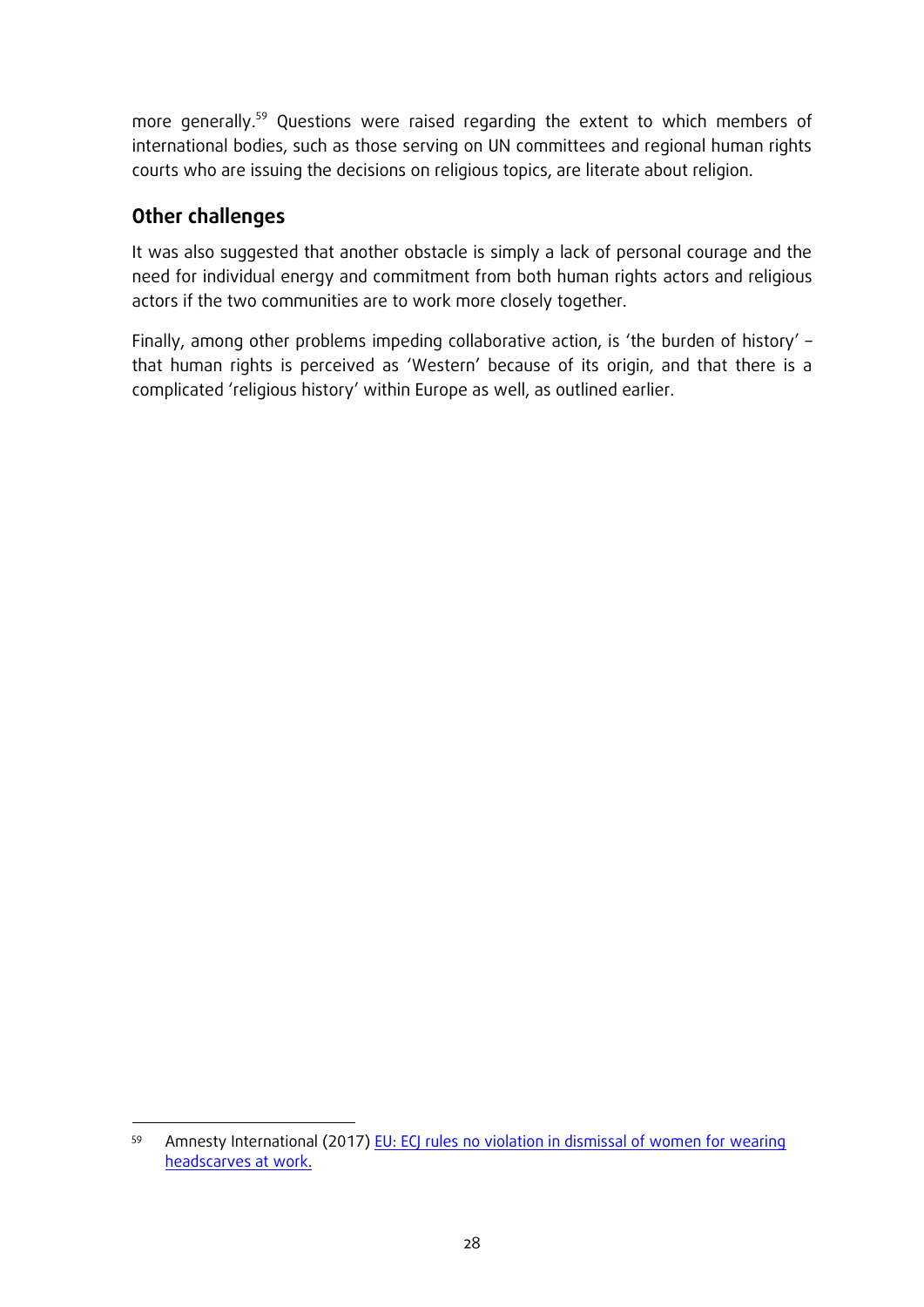more generally.[59] Questions were raised regarding the extent to which members of international bodies, such as those serving on UN committees and regional human rights courts who are issuing the decisions on religious topics, are literate about religion.

## Other challenges

It was also suggested that another obstacle is simply a lack of personal courage and the need for individual energy and commitment from both human rights actors and religious actors if the two communities are to work more closely together.

Finally, among other problems impeding collaborative action, is 'the burden of history' – that human rights is perceived as 'Western' because of its origin, and that there is a complicated 'religious history' within Europe as well, as outlined earlier.

---

[59] Amnesty International (2017) EU: ECJ rules no violation in dismissal of women for wearing headscarves at work.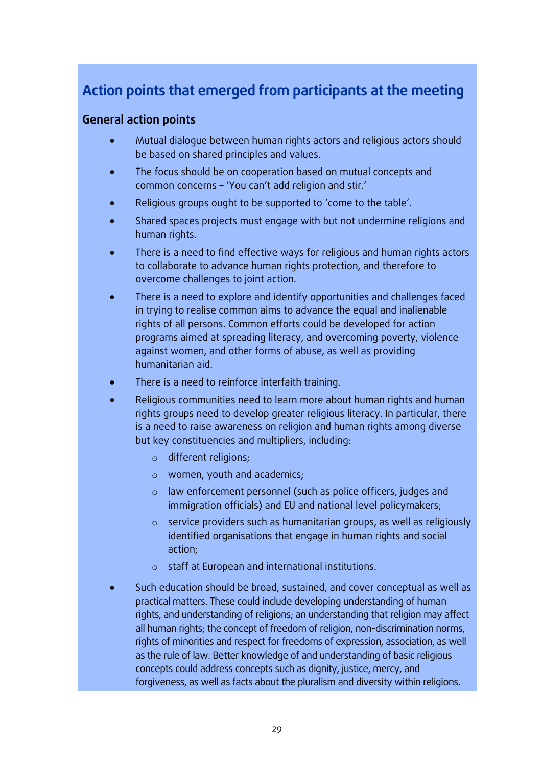## Action points that emerged from participants at the meeting

### General action points

- Mutual dialogue between human rights actors and religious actors should be based on shared principles and values.
- The focus should be on cooperation based on mutual concepts and common concerns – 'You can't add religion and stir.'
- Religious groups ought to be supported to 'come to the table'.
- Shared spaces projects must engage with but not undermine religions and human rights.
- There is a need to find effective ways for religious and human rights actors to collaborate to advance human rights protection, and therefore to overcome challenges to joint action.
- There is a need to explore and identify opportunities and challenges faced in trying to realise common aims to advance the equal and inalienable rights of all persons. Common efforts could be developed for action programs aimed at spreading literacy, and overcoming poverty, violence against women, and other forms of abuse, as well as providing humanitarian aid.
- There is a need to reinforce interfaith training.
- Religious communities need to learn more about human rights and human rights groups need to develop greater religious literacy. In particular, there is a need to raise awareness on religion and human rights among diverse but key constituencies and multipliers, including:
  - different religions;
  - women, youth and academics;
  - law enforcement personnel (such as police officers, judges and immigration officials) and EU and national level policymakers;
  - service providers such as humanitarian groups, as well as religiously identified organisations that engage in human rights and social action;
  - staff at European and international institutions.
- Such education should be broad, sustained, and cover conceptual as well as practical matters. These could include developing understanding of human rights, and understanding of religions; an understanding that religion may affect all human rights; the concept of freedom of religion, non-discrimination norms, rights of minorities and respect for freedoms of expression, association, as well as the rule of law. Better knowledge of and understanding of basic religious concepts could address concepts such as dignity, justice, mercy, and forgiveness, as well as facts about the pluralism and diversity within religions.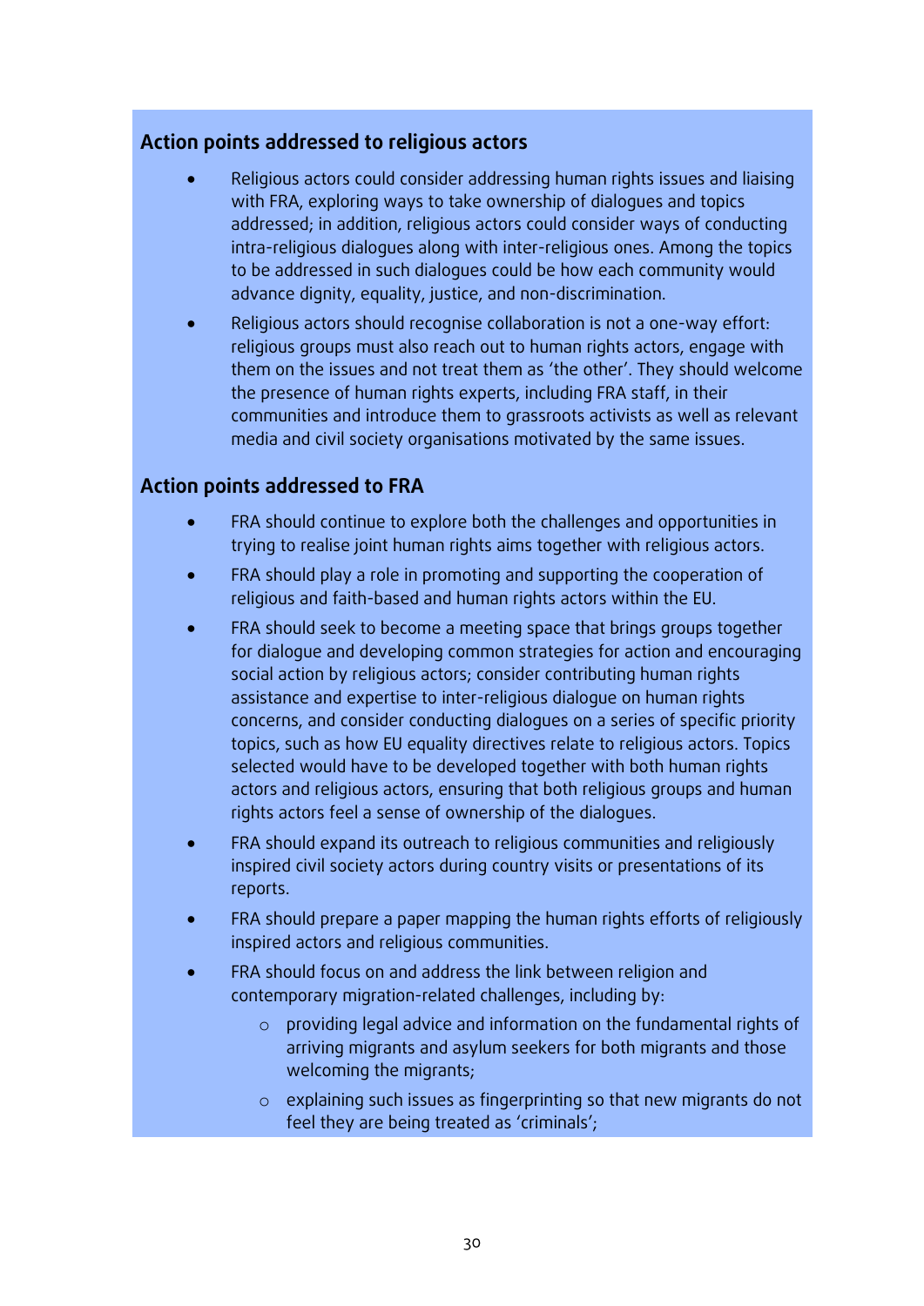### Action points addressed to religious actors

- Religious actors could consider addressing human rights issues and liaising with FRA, exploring ways to take ownership of dialogues and topics addressed; in addition, religious actors could consider ways of conducting intra-religious dialogues along with inter-religious ones. Among the topics to be addressed in such dialogues could be how each community would advance dignity, equality, justice, and non-discrimination.
- Religious actors should recognise collaboration is not a one-way effort: religious groups must also reach out to human rights actors, engage with them on the issues and not treat them as 'the other'. They should welcome the presence of human rights experts, including FRA staff, in their communities and introduce them to grassroots activists as well as relevant media and civil society organisations motivated by the same issues.

### Action points addressed to FRA

- FRA should continue to explore both the challenges and opportunities in trying to realise joint human rights aims together with religious actors.
- FRA should play a role in promoting and supporting the cooperation of religious and faith-based and human rights actors within the EU.
- FRA should seek to become a meeting space that brings groups together for dialogue and developing common strategies for action and encouraging social action by religious actors; consider contributing human rights assistance and expertise to inter-religious dialogue on human rights concerns, and consider conducting dialogues on a series of specific priority topics, such as how EU equality directives relate to religious actors. Topics selected would have to be developed together with both human rights actors and religious actors, ensuring that both religious groups and human rights actors feel a sense of ownership of the dialogues.
- FRA should expand its outreach to religious communities and religiously inspired civil society actors during country visits or presentations of its reports.
- FRA should prepare a paper mapping the human rights efforts of religiously inspired actors and religious communities.
- FRA should focus on and address the link between religion and contemporary migration-related challenges, including by:
  - providing legal advice and information on the fundamental rights of arriving migrants and asylum seekers for both migrants and those welcoming the migrants;
  - explaining such issues as fingerprinting so that new migrants do not feel they are being treated as 'criminals';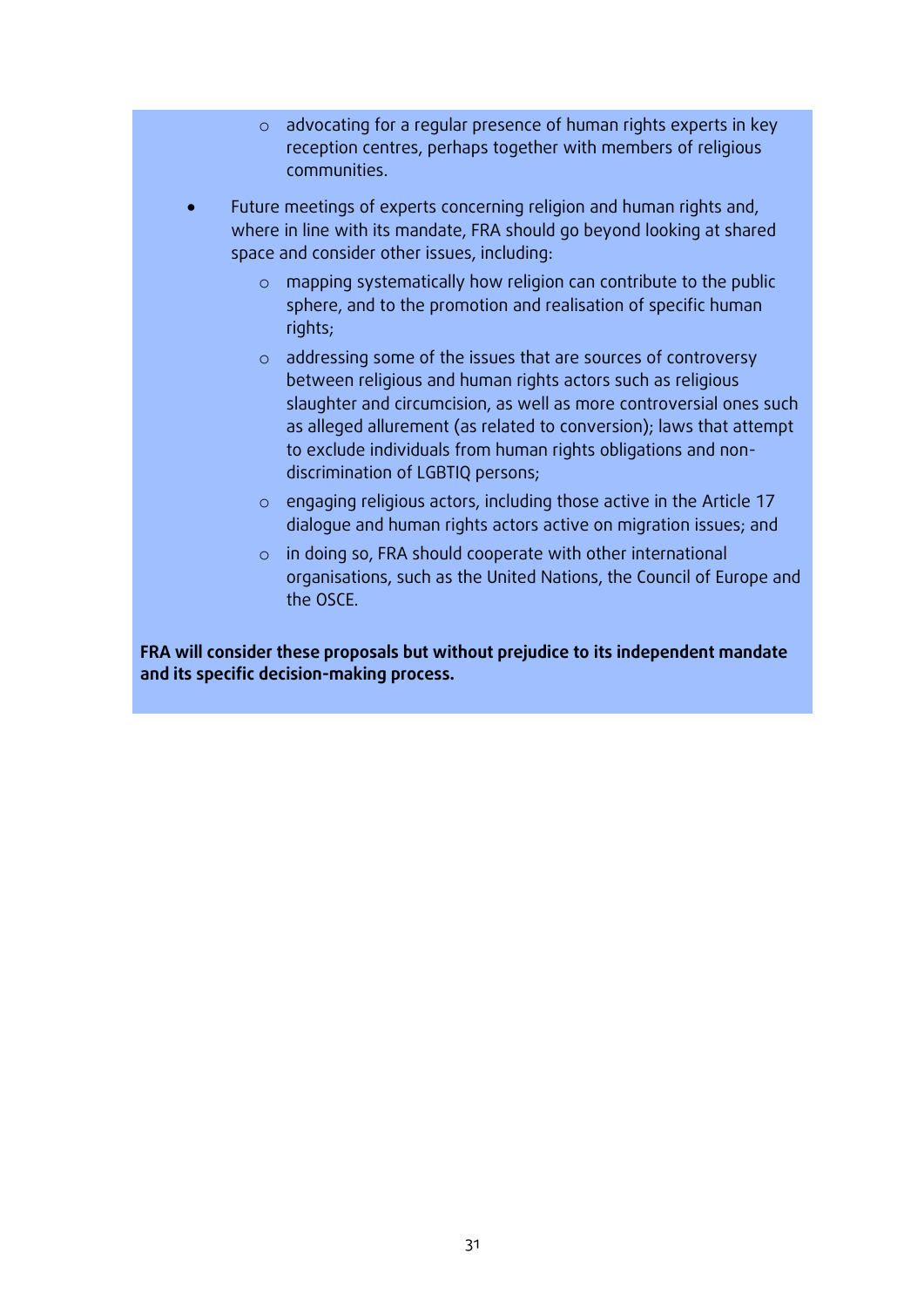- advocating for a regular presence of human rights experts in key reception centres, perhaps together with members of religious communities.

- Future meetings of experts concerning religion and human rights and, where in line with its mandate, FRA should go beyond looking at shared space and consider other issues, including:
    - mapping systematically how religion can contribute to the public sphere, and to the promotion and realisation of specific human rights;
    - addressing some of the issues that are sources of controversy between religious and human rights actors such as religious slaughter and circumcision, as well as more controversial ones such as alleged allurement (as related to conversion); laws that attempt to exclude individuals from human rights obligations and non-discrimination of LGBTIQ persons;
    - engaging religious actors, including those active in the Article 17 dialogue and human rights actors active on migration issues; and
    - in doing so, FRA should cooperate with other international organisations, such as the United Nations, the Council of Europe and the OSCE.

**FRA will consider these proposals but without prejudice to its independent mandate and its specific decision-making process.**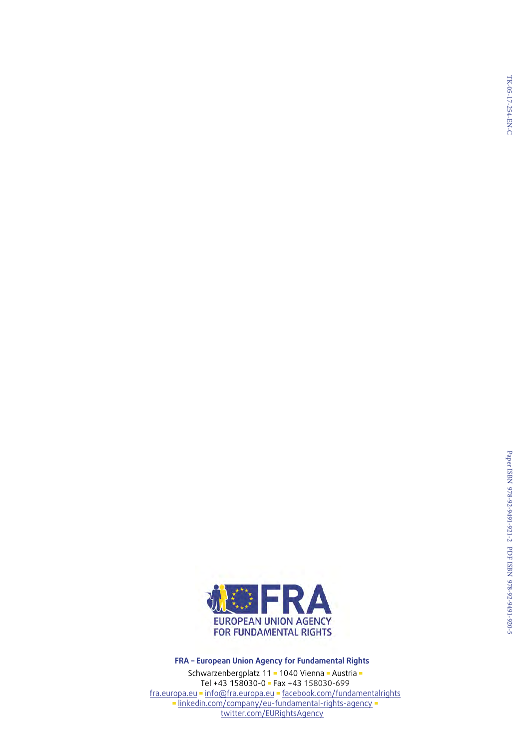TK-05-17-254-EN-C

Paper ISBN 978-92-9491-921-2 PDF ISBN 978-92-9491-920-5

EUROPEAN UNION AGENCY FOR FUNDAMENTAL RIGHTS

**FRA – European Union Agency for Fundamental Rights**

Schwarzenbergplatz 11 – 1040 Vienna – Austria
Tel +43 158030-0 – Fax +43 158030-699
fra.europa.eu – info@fra.europa.eu – facebook.com/fundamentalrights – linkedin.com/company/eu-fundamental-rights-agency – twitter.com/EURightsAgency